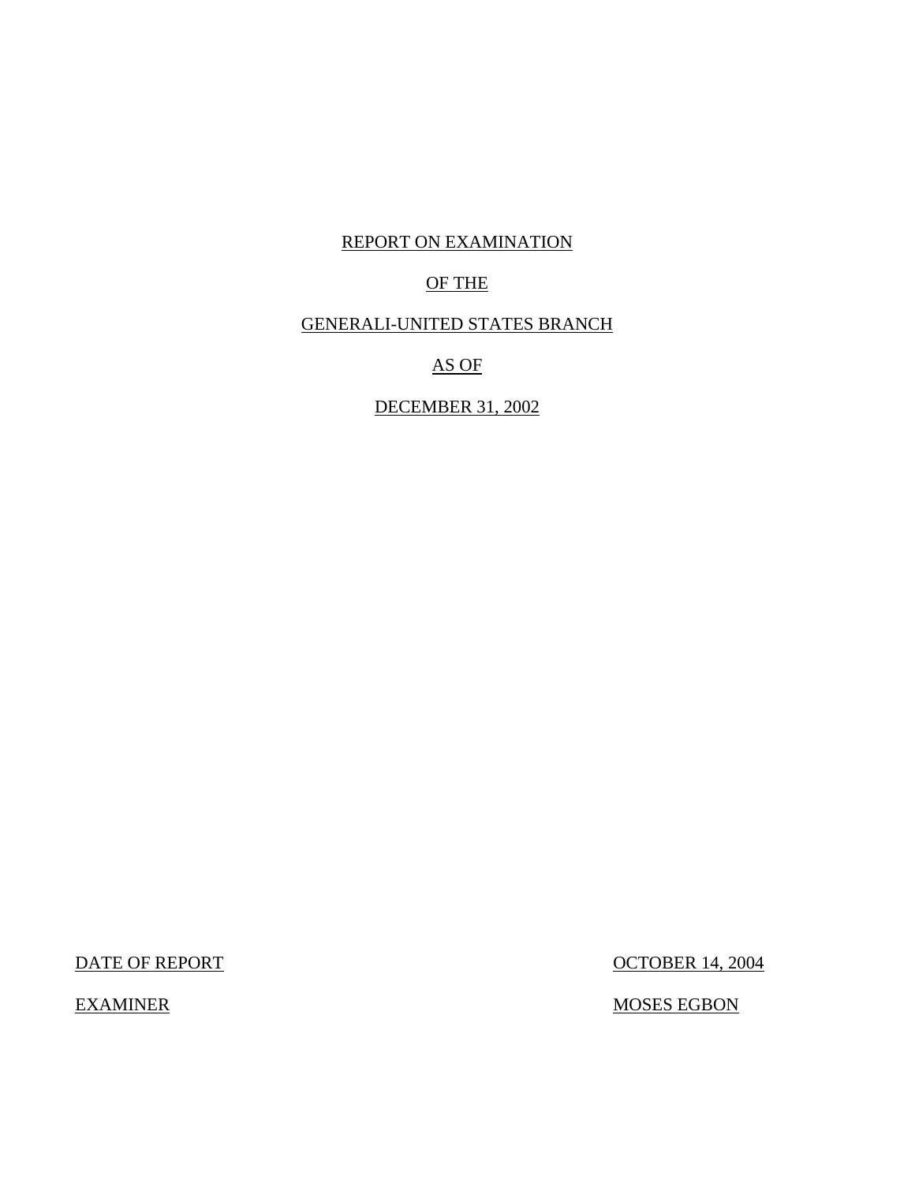# REPORT ON EXAMINATION

# OF THE

# GENERALI-UNITED STATES BRANCH

# AS OF

# DECEMBER 31, 2002

DATE OF REPORT: OCTOBER 14, 2004

EXAMINER: MOSES EGBON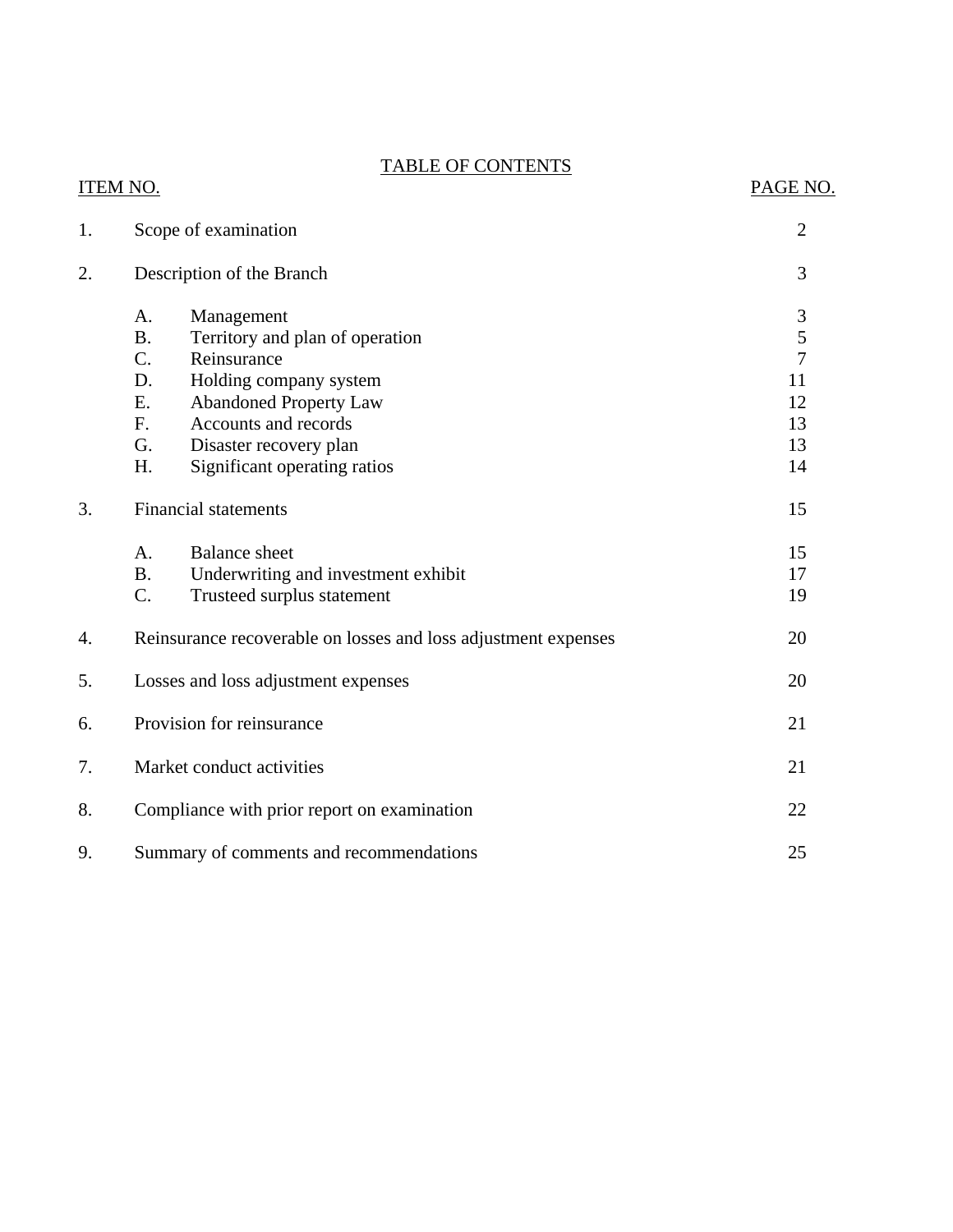# TABLE OF CONTENTS

| ITEM NO. | | | PAGE NO. |
|---|---|---|---|
| 1. | Scope of examination | | 2 |
| 2. | Description of the Branch | | 3 |
| | A. | Management | 3 |
| | B. | Territory and plan of operation | 5 |
| | C. | Reinsurance | 7 |
| | D. | Holding company system | 11 |
| | E. | Abandoned Property Law | 12 |
| | F. | Accounts and records | 13 |
| | G. | Disaster recovery plan | 13 |
| | H. | Significant operating ratios | 14 |
| 3. | Financial statements | | 15 |
| | A. | Balance sheet | 15 |
| | B. | Underwriting and investment exhibit | 17 |
| | C. | Trusteed surplus statement | 19 |
| 4. | Reinsurance recoverable on losses and loss adjustment expenses | | 20 |
| 5. | Losses and loss adjustment expenses | | 20 |
| 6. | Provision for reinsurance | | 21 |
| 7. | Market conduct activities | | 21 |
| 8. | Compliance with prior report on examination | | 22 |
| 9. | Summary of comments and recommendations | | 25 |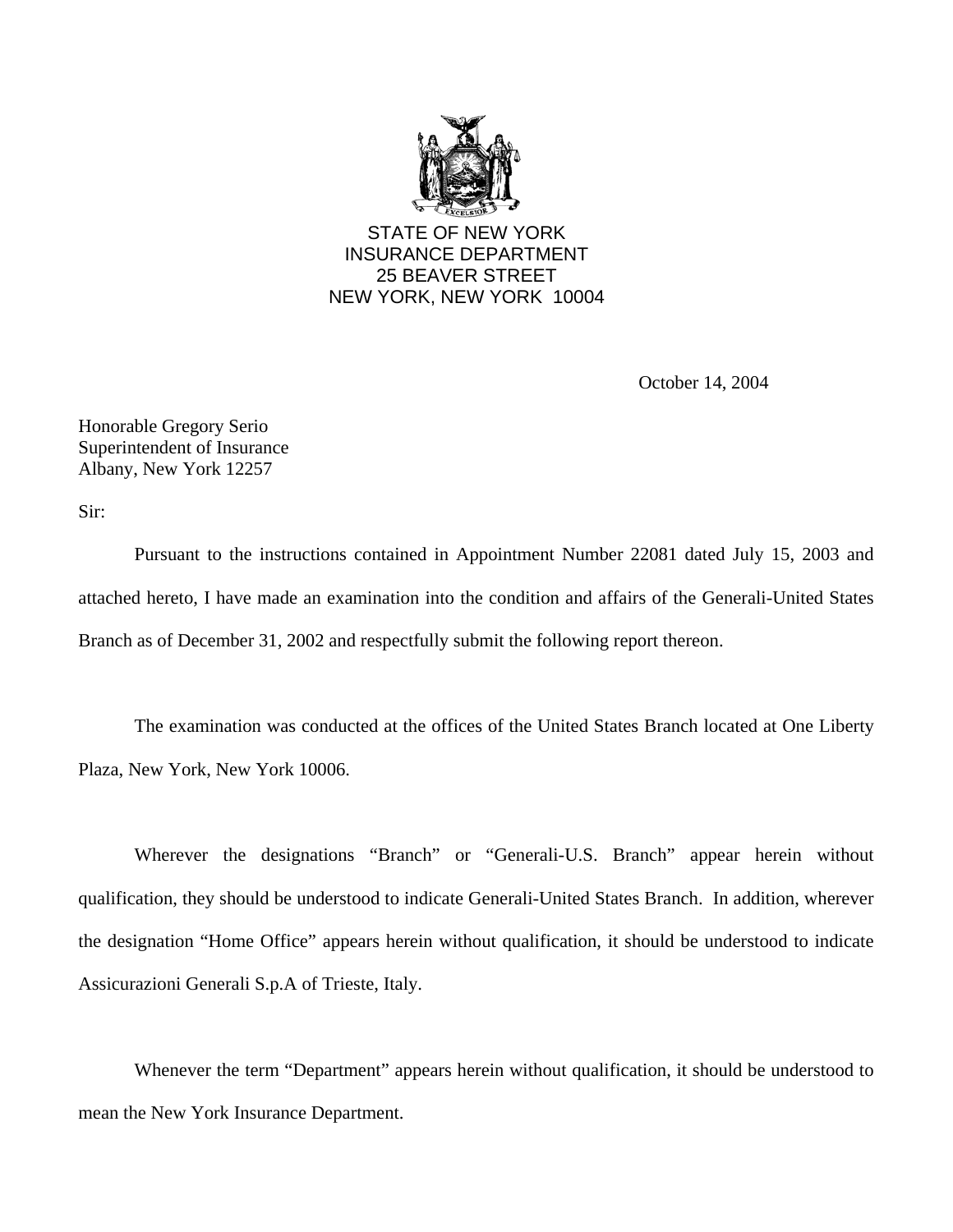STATE OF NEW YORK
INSURANCE DEPARTMENT
25 BEAVER STREET
NEW YORK, NEW YORK 10004

October 14, 2004

Honorable Gregory Serio
Superintendent of Insurance
Albany, New York 12257

Sir:

Pursuant to the instructions contained in Appointment Number 22081 dated July 15, 2003 and attached hereto, I have made an examination into the condition and affairs of the Generali-United States Branch as of December 31, 2002 and respectfully submit the following report thereon.

The examination was conducted at the offices of the United States Branch located at One Liberty Plaza, New York, New York 10006.

Wherever the designations "Branch" or "Generali-U.S. Branch" appear herein without qualification, they should be understood to indicate Generali-United States Branch. In addition, wherever the designation "Home Office" appears herein without qualification, it should be understood to indicate Assicurazioni Generali S.p.A of Trieste, Italy.

Whenever the term "Department" appears herein without qualification, it should be understood to mean the New York Insurance Department.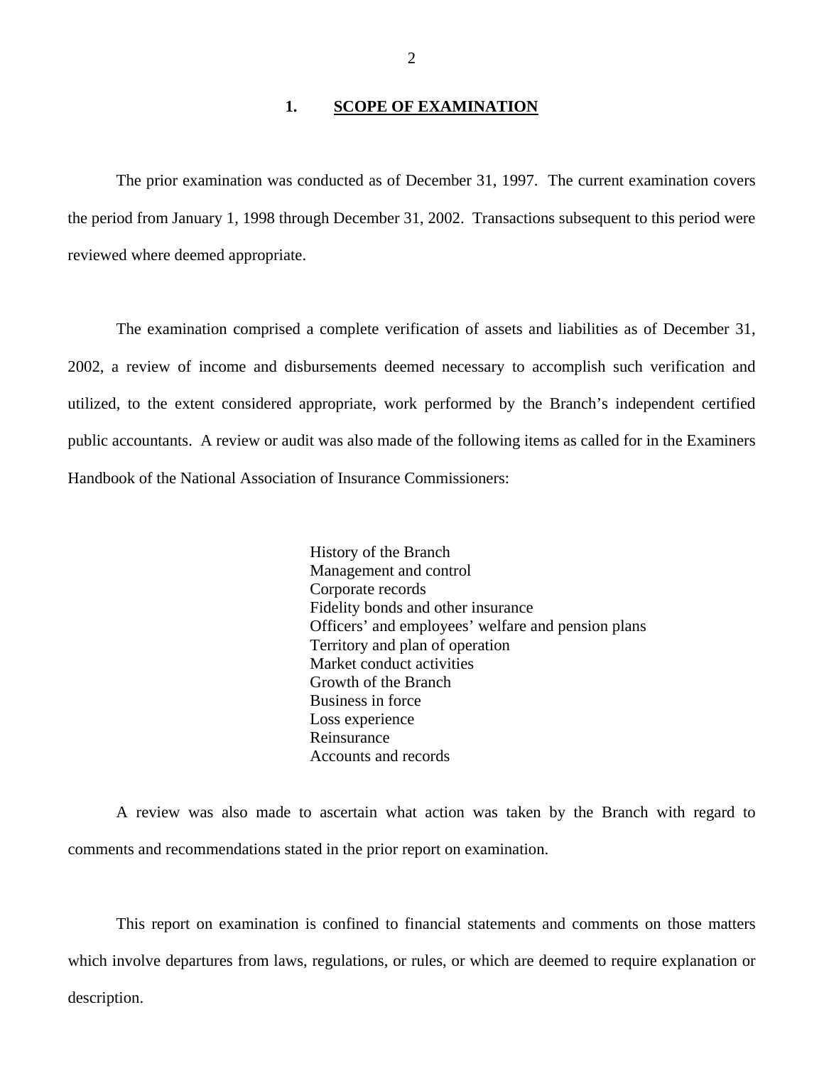## 1. SCOPE OF EXAMINATION

The prior examination was conducted as of December 31, 1997. The current examination covers the period from January 1, 1998 through December 31, 2002. Transactions subsequent to this period were reviewed where deemed appropriate.

The examination comprised a complete verification of assets and liabilities as of December 31, 2002, a review of income and disbursements deemed necessary to accomplish such verification and utilized, to the extent considered appropriate, work performed by the Branch's independent certified public accountants. A review or audit was also made of the following items as called for in the Examiners Handbook of the National Association of Insurance Commissioners:

- History of the Branch
- Management and control
- Corporate records
- Fidelity bonds and other insurance
- Officers' and employees' welfare and pension plans
- Territory and plan of operation
- Market conduct activities
- Growth of the Branch
- Business in force
- Loss experience
- Reinsurance
- Accounts and records

A review was also made to ascertain what action was taken by the Branch with regard to comments and recommendations stated in the prior report on examination.

This report on examination is confined to financial statements and comments on those matters which involve departures from laws, regulations, or rules, or which are deemed to require explanation or description.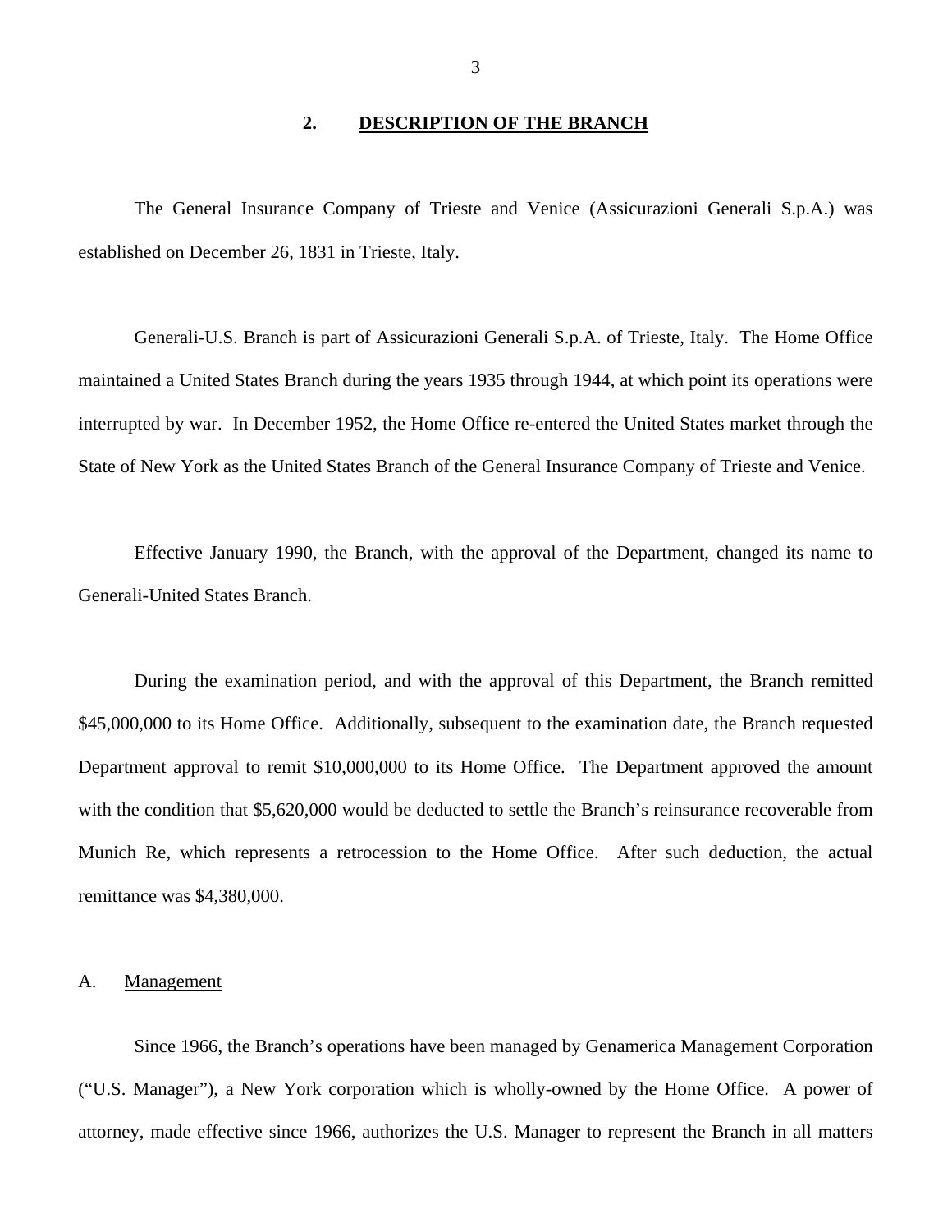## 2. DESCRIPTION OF THE BRANCH

The General Insurance Company of Trieste and Venice (Assicurazioni Generali S.p.A.) was established on December 26, 1831 in Trieste, Italy.

Generali-U.S. Branch is part of Assicurazioni Generali S.p.A. of Trieste, Italy. The Home Office maintained a United States Branch during the years 1935 through 1944, at which point its operations were interrupted by war. In December 1952, the Home Office re-entered the United States market through the State of New York as the United States Branch of the General Insurance Company of Trieste and Venice.

Effective January 1990, the Branch, with the approval of the Department, changed its name to Generali-United States Branch.

During the examination period, and with the approval of this Department, the Branch remitted $45,000,000 to its Home Office. Additionally, subsequent to the examination date, the Branch requested Department approval to remit $10,000,000 to its Home Office. The Department approved the amount with the condition that $5,620,000 would be deducted to settle the Branch's reinsurance recoverable from Munich Re, which represents a retrocession to the Home Office. After such deduction, the actual remittance was $4,380,000.

### A. Management

Since 1966, the Branch's operations have been managed by Genamerica Management Corporation ("U.S. Manager"), a New York corporation which is wholly-owned by the Home Office. A power of attorney, made effective since 1966, authorizes the U.S. Manager to represent the Branch in all matters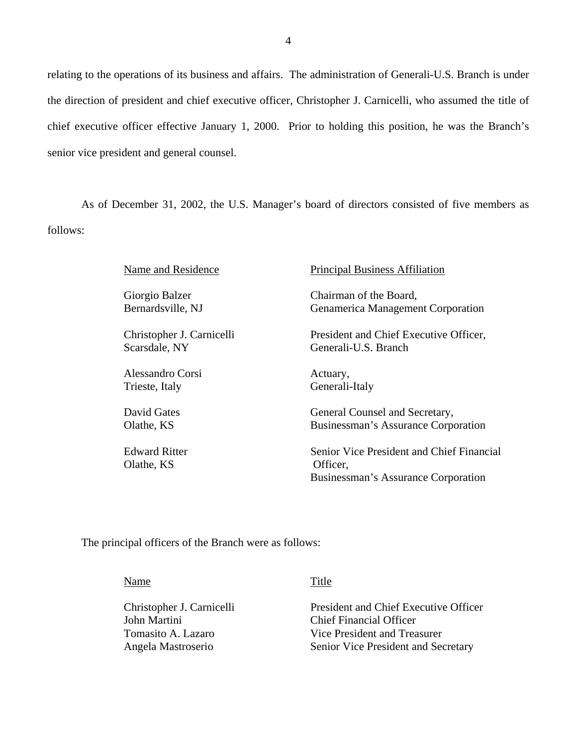relating to the operations of its business and affairs. The administration of Generali-U.S. Branch is under the direction of president and chief executive officer, Christopher J. Carnicelli, who assumed the title of chief executive officer effective January 1, 2000. Prior to holding this position, he was the Branch's senior vice president and general counsel.

As of December 31, 2002, the U.S. Manager's board of directors consisted of five members as follows:

| Name and Residence | Principal Business Affiliation |
|---|---|
| Giorgio Balzer<br>Bernardsville, NJ | Chairman of the Board,<br>Genamerica Management Corporation |
| Christopher J. Carnicelli<br>Scarsdale, NY | President and Chief Executive Officer,<br>Generali-U.S. Branch |
| Alessandro Corsi<br>Trieste, Italy | Actuary,<br>Generali-Italy |
| David Gates<br>Olathe, KS | General Counsel and Secretary,<br>Businessman's Assurance Corporation |
| Edward Ritter<br>Olathe, KS | Senior Vice President and Chief Financial Officer,<br>Businessman's Assurance Corporation |

The principal officers of the Branch were as follows:

| Name | Title |
|---|---|
| Christopher J. Carnicelli | President and Chief Executive Officer |
| John Martini | Chief Financial Officer |
| Tomasito A. Lazaro | Vice President and Treasurer |
| Angela Mastroserio | Senior Vice President and Secretary |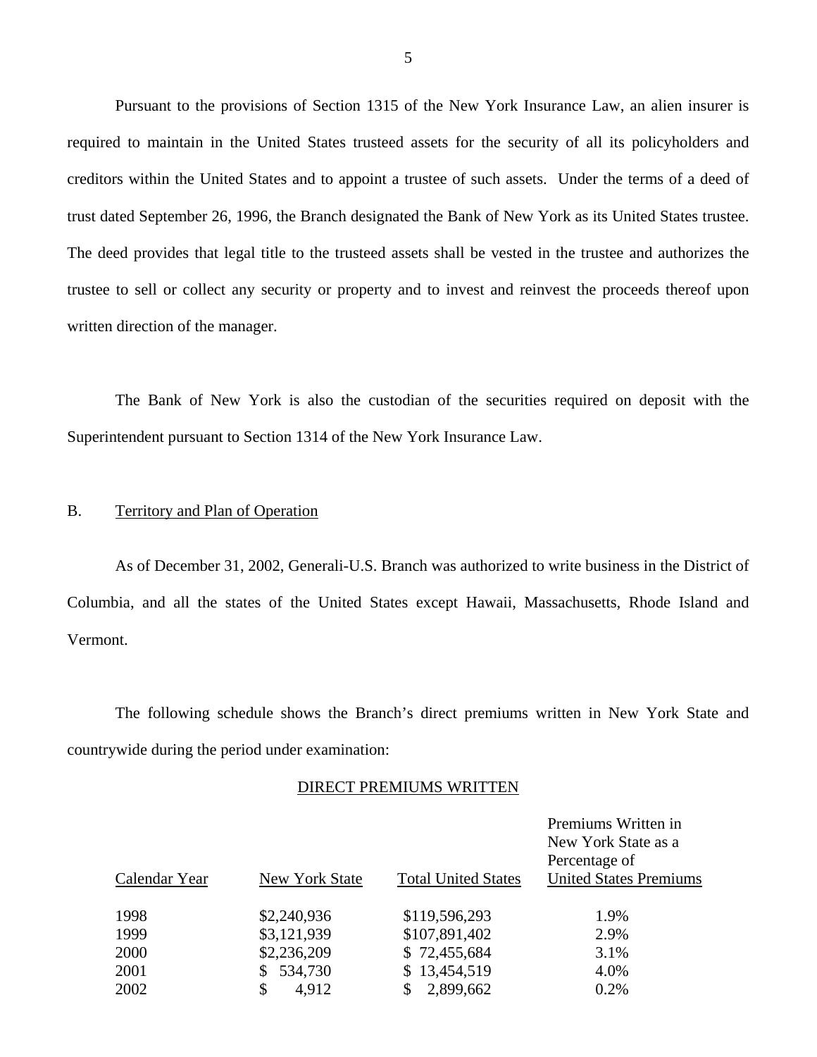Pursuant to the provisions of Section 1315 of the New York Insurance Law, an alien insurer is required to maintain in the United States trusteed assets for the security of all its policyholders and creditors within the United States and to appoint a trustee of such assets. Under the terms of a deed of trust dated September 26, 1996, the Branch designated the Bank of New York as its United States trustee. The deed provides that legal title to the trusteed assets shall be vested in the trustee and authorizes the trustee to sell or collect any security or property and to invest and reinvest the proceeds thereof upon written direction of the manager.

The Bank of New York is also the custodian of the securities required on deposit with the Superintendent pursuant to Section 1314 of the New York Insurance Law.

## B. Territory and Plan of Operation

As of December 31, 2002, Generali-U.S. Branch was authorized to write business in the District of Columbia, and all the states of the United States except Hawaii, Massachusetts, Rhode Island and Vermont.

The following schedule shows the Branch's direct premiums written in New York State and countrywide during the period under examination:

DIRECT PREMIUMS WRITTEN

| Calendar Year | New York State | Total United States | Premiums Written in New York State as a Percentage of United States Premiums |
|---|---|---|---|
| 1998 | $2,240,936 | $119,596,293 | 1.9% |
| 1999 | $3,121,939 | $107,891,402 | 2.9% |
| 2000 | $2,236,209 | $ 72,455,684 | 3.1% |
| 2001 | $ 534,730 | $ 13,454,519 | 4.0% |
| 2002 | $ 4,912 | $ 2,899,662 | 0.2% |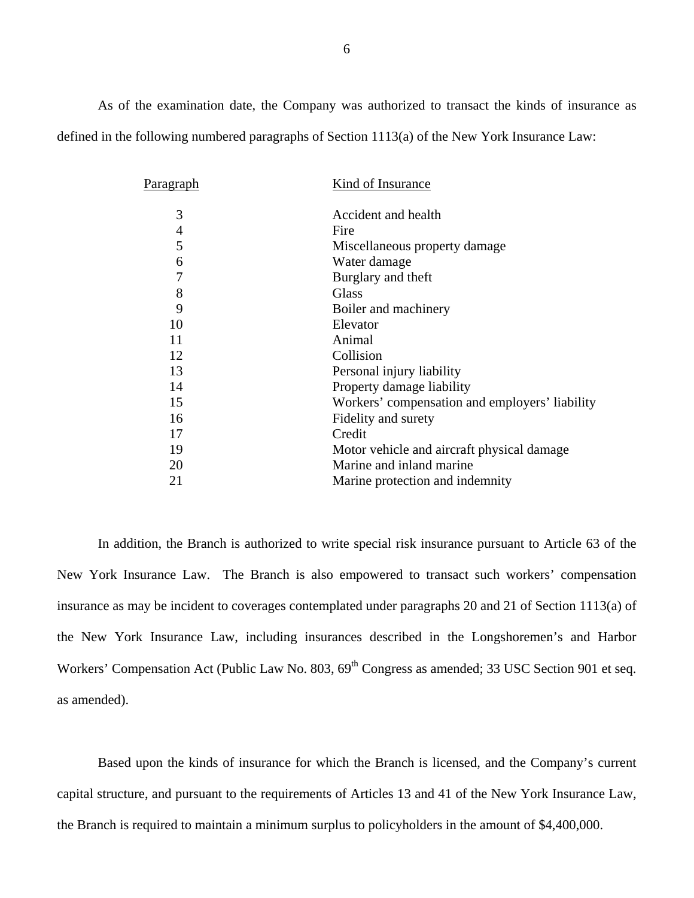As of the examination date, the Company was authorized to transact the kinds of insurance as defined in the following numbered paragraphs of Section 1113(a) of the New York Insurance Law:

| Paragraph | Kind of Insurance |
|---|---|
| 3 | Accident and health |
| 4 | Fire |
| 5 | Miscellaneous property damage |
| 6 | Water damage |
| 7 | Burglary and theft |
| 8 | Glass |
| 9 | Boiler and machinery |
| 10 | Elevator |
| 11 | Animal |
| 12 | Collision |
| 13 | Personal injury liability |
| 14 | Property damage liability |
| 15 | Workers' compensation and employers' liability |
| 16 | Fidelity and surety |
| 17 | Credit |
| 19 | Motor vehicle and aircraft physical damage |
| 20 | Marine and inland marine |
| 21 | Marine protection and indemnity |

In addition, the Branch is authorized to write special risk insurance pursuant to Article 63 of the New York Insurance Law. The Branch is also empowered to transact such workers' compensation insurance as may be incident to coverages contemplated under paragraphs 20 and 21 of Section 1113(a) of the New York Insurance Law, including insurances described in the Longshoremen's and Harbor Workers' Compensation Act (Public Law No. 803, 69th Congress as amended; 33 USC Section 901 et seq. as amended).

Based upon the kinds of insurance for which the Branch is licensed, and the Company's current capital structure, and pursuant to the requirements of Articles 13 and 41 of the New York Insurance Law, the Branch is required to maintain a minimum surplus to policyholders in the amount of $4,400,000.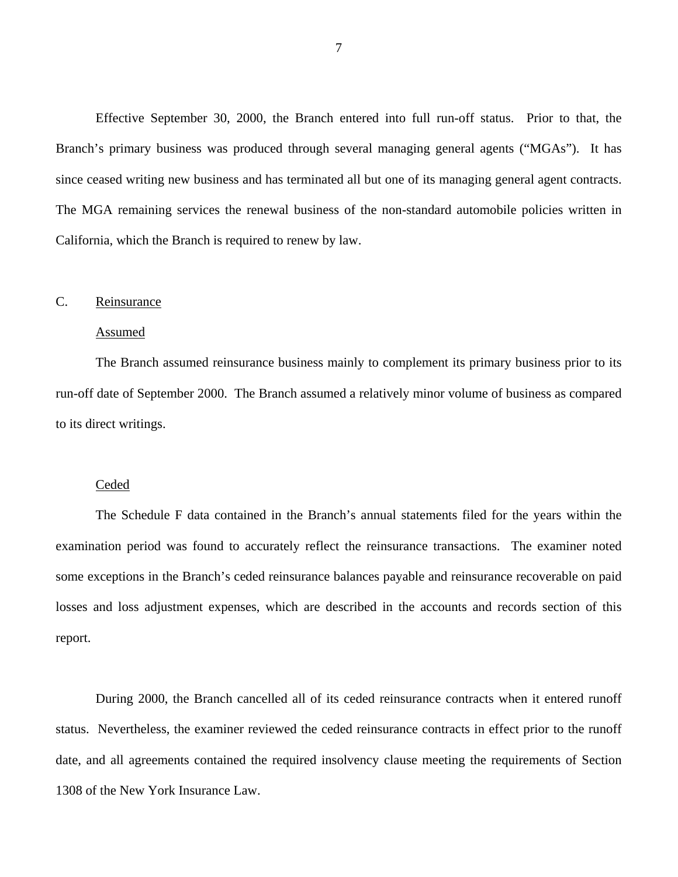Effective September 30, 2000, the Branch entered into full run-off status. Prior to that, the Branch's primary business was produced through several managing general agents ("MGAs"). It has since ceased writing new business and has terminated all but one of its managing general agent contracts. The MGA remaining services the renewal business of the non-standard automobile policies written in California, which the Branch is required to renew by law.

## C. Reinsurance

### Assumed

The Branch assumed reinsurance business mainly to complement its primary business prior to its run-off date of September 2000. The Branch assumed a relatively minor volume of business as compared to its direct writings.

### Ceded

The Schedule F data contained in the Branch's annual statements filed for the years within the examination period was found to accurately reflect the reinsurance transactions. The examiner noted some exceptions in the Branch's ceded reinsurance balances payable and reinsurance recoverable on paid losses and loss adjustment expenses, which are described in the accounts and records section of this report.

During 2000, the Branch cancelled all of its ceded reinsurance contracts when it entered runoff status. Nevertheless, the examiner reviewed the ceded reinsurance contracts in effect prior to the runoff date, and all agreements contained the required insolvency clause meeting the requirements of Section 1308 of the New York Insurance Law.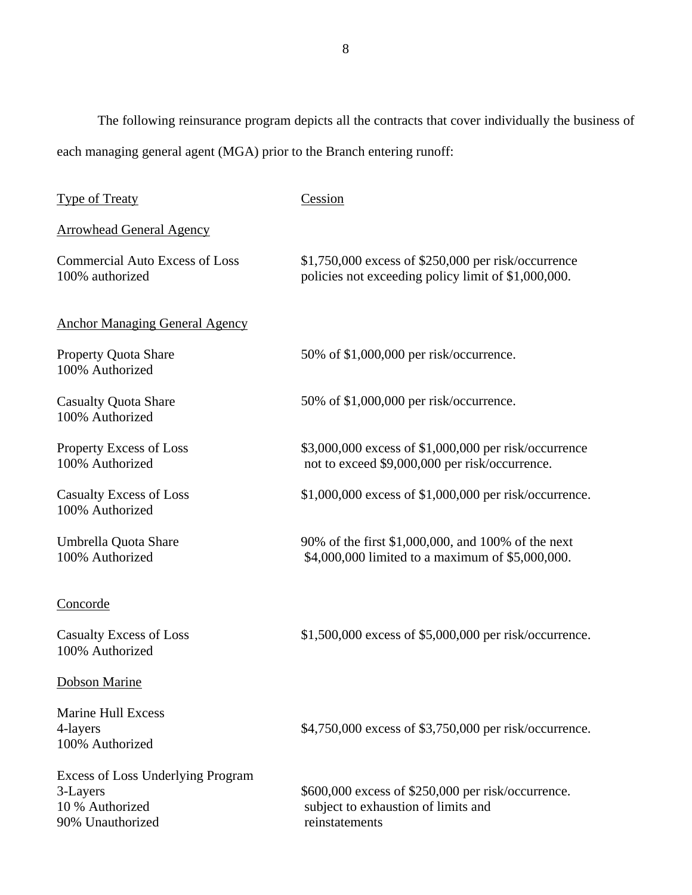The following reinsurance program depicts all the contracts that cover individually the business of each managing general agent (MGA) prior to the Branch entering runoff:

| Type of Treaty | Cession |
|---|---|
| **Arrowhead General Agency** | |
| Commercial Auto Excess of Loss<br>100% authorized | $1,750,000 excess of $250,000 per risk/occurrence policies not exceeding policy limit of $1,000,000. |
| **Anchor Managing General Agency** | |
| Property Quota Share<br>100% Authorized | 50% of $1,000,000 per risk/occurrence. |
| Casualty Quota Share<br>100% Authorized | 50% of $1,000,000 per risk/occurrence. |
| Property Excess of Loss<br>100% Authorized | $3,000,000 excess of $1,000,000 per risk/occurrence not to exceed $9,000,000 per risk/occurrence. |
| Casualty Excess of Loss<br>100% Authorized | $1,000,000 excess of $1,000,000 per risk/occurrence. |
| Umbrella Quota Share<br>100% Authorized | 90% of the first $1,000,000, and 100% of the next $4,000,000 limited to a maximum of $5,000,000. |
| **Concorde** | |
| Casualty Excess of Loss<br>100% Authorized | $1,500,000 excess of $5,000,000 per risk/occurrence. |
| **Dobson Marine** | |
| Marine Hull Excess<br>4-layers<br>100% Authorized | $4,750,000 excess of $3,750,000 per risk/occurrence. |
| Excess of Loss Underlying Program<br>3-Layers<br>10 % Authorized<br>90% Unauthorized | $600,000 excess of $250,000 per risk/occurrence. subject to exhaustion of limits and reinstatements |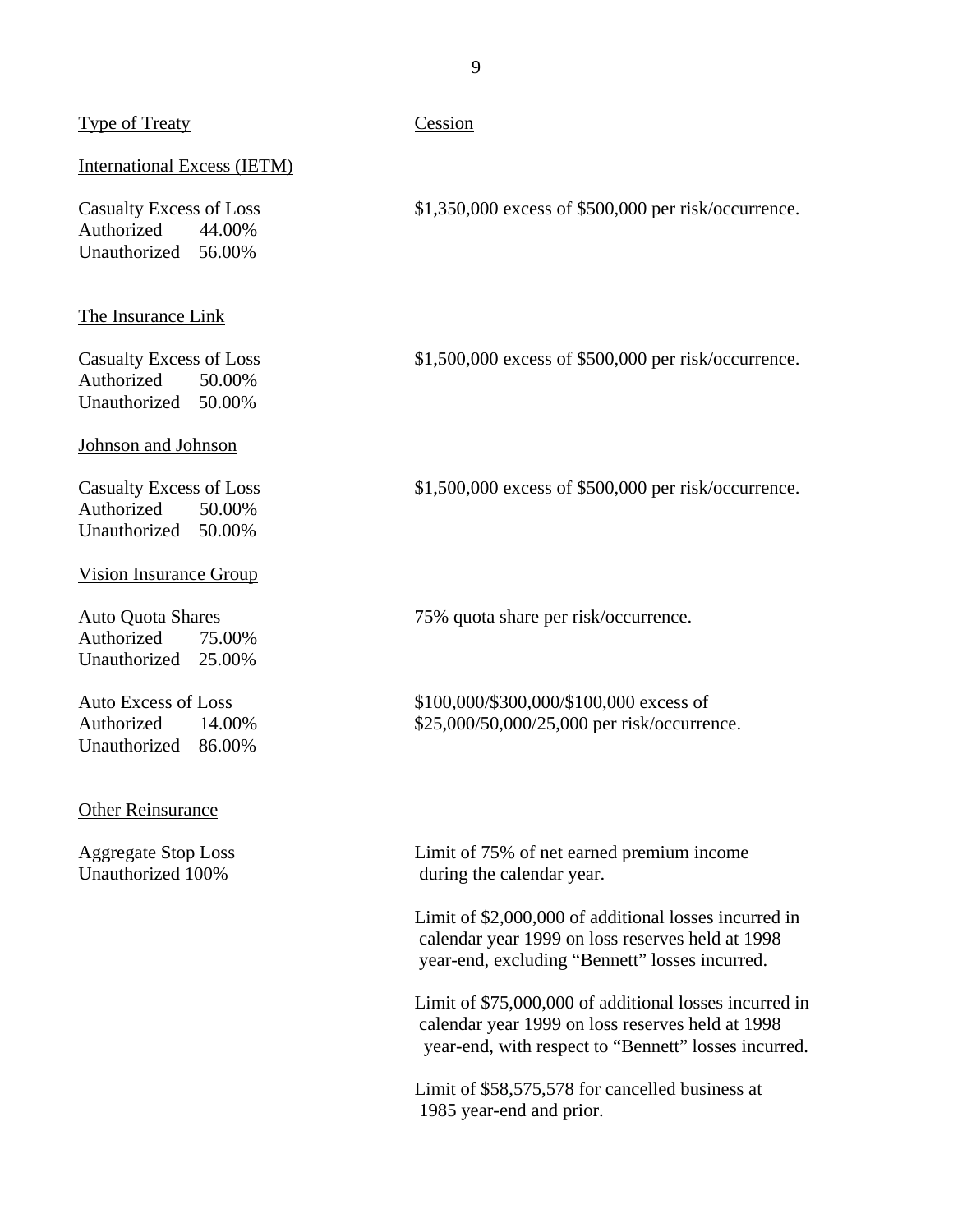| Type of Treaty | Cession |
|---|---|
| International Excess (IETM) | |
| Casualty Excess of Loss<br>Authorized 44.00%<br>Unauthorized 56.00% | $1,350,000 excess of $500,000 per risk/occurrence. |
| The Insurance Link | |
| Casualty Excess of Loss<br>Authorized 50.00%<br>Unauthorized 50.00% | $1,500,000 excess of $500,000 per risk/occurrence. |
| Johnson and Johnson | |
| Casualty Excess of Loss<br>Authorized 50.00%<br>Unauthorized 50.00% | $1,500,000 excess of $500,000 per risk/occurrence. |
| Vision Insurance Group | |
| Auto Quota Shares<br>Authorized 75.00%<br>Unauthorized 25.00% | 75% quota share per risk/occurrence. |
| Auto Excess of Loss<br>Authorized 14.00%<br>Unauthorized 86.00% | $100,000/$300,000/$100,000 excess of $25,000/50,000/25,000 per risk/occurrence. |
| Other Reinsurance | |
| Aggregate Stop Loss<br>Unauthorized 100% | Limit of 75% of net earned premium income during the calendar year.<br><br>Limit of $2,000,000 of additional losses incurred in calendar year 1999 on loss reserves held at 1998 year-end, excluding "Bennett" losses incurred.<br><br>Limit of $75,000,000 of additional losses incurred in calendar year 1999 on loss reserves held at 1998 year-end, with respect to "Bennett" losses incurred.<br><br>Limit of $58,575,578 for cancelled business at 1985 year-end and prior. |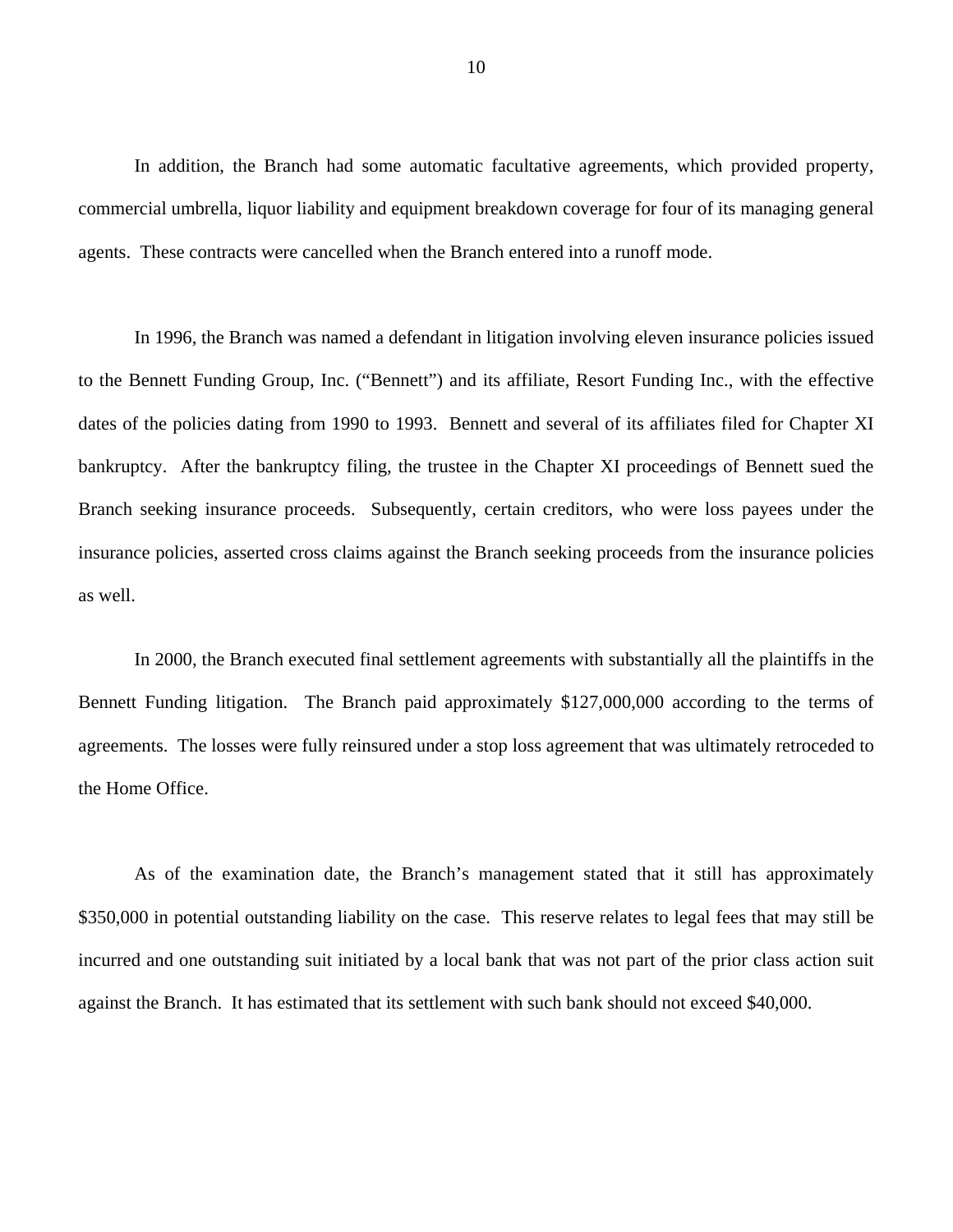In addition, the Branch had some automatic facultative agreements, which provided property, commercial umbrella, liquor liability and equipment breakdown coverage for four of its managing general agents. These contracts were cancelled when the Branch entered into a runoff mode.

In 1996, the Branch was named a defendant in litigation involving eleven insurance policies issued to the Bennett Funding Group, Inc. ("Bennett") and its affiliate, Resort Funding Inc., with the effective dates of the policies dating from 1990 to 1993. Bennett and several of its affiliates filed for Chapter XI bankruptcy. After the bankruptcy filing, the trustee in the Chapter XI proceedings of Bennett sued the Branch seeking insurance proceeds. Subsequently, certain creditors, who were loss payees under the insurance policies, asserted cross claims against the Branch seeking proceeds from the insurance policies as well.

In 2000, the Branch executed final settlement agreements with substantially all the plaintiffs in the Bennett Funding litigation. The Branch paid approximately $127,000,000 according to the terms of agreements. The losses were fully reinsured under a stop loss agreement that was ultimately retroceded to the Home Office.

As of the examination date, the Branch's management stated that it still has approximately $350,000 in potential outstanding liability on the case. This reserve relates to legal fees that may still be incurred and one outstanding suit initiated by a local bank that was not part of the prior class action suit against the Branch. It has estimated that its settlement with such bank should not exceed $40,000.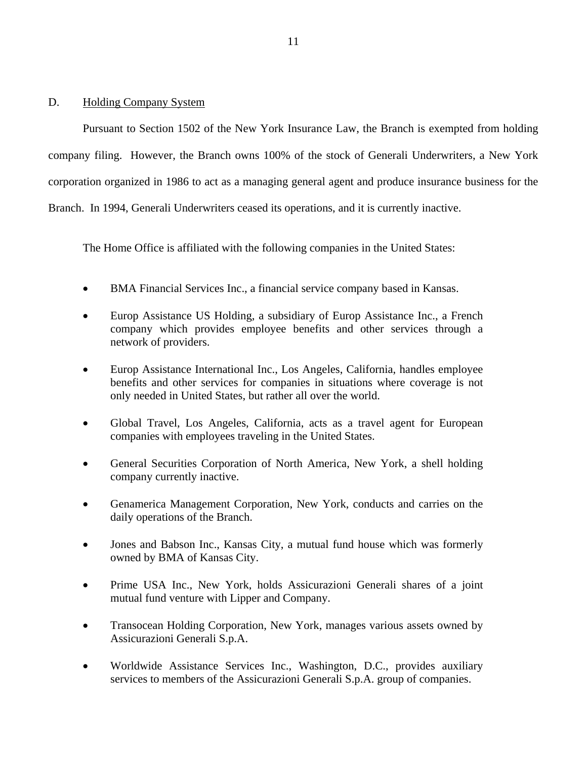## D. Holding Company System

Pursuant to Section 1502 of the New York Insurance Law, the Branch is exempted from holding company filing. However, the Branch owns 100% of the stock of Generali Underwriters, a New York corporation organized in 1986 to act as a managing general agent and produce insurance business for the Branch. In 1994, Generali Underwriters ceased its operations, and it is currently inactive.

The Home Office is affiliated with the following companies in the United States:

- BMA Financial Services Inc., a financial service company based in Kansas.
- Europ Assistance US Holding, a subsidiary of Europ Assistance Inc., a French company which provides employee benefits and other services through a network of providers.
- Europ Assistance International Inc., Los Angeles, California, handles employee benefits and other services for companies in situations where coverage is not only needed in United States, but rather all over the world.
- Global Travel, Los Angeles, California, acts as a travel agent for European companies with employees traveling in the United States.
- General Securities Corporation of North America, New York, a shell holding company currently inactive.
- Genamerica Management Corporation, New York, conducts and carries on the daily operations of the Branch.
- Jones and Babson Inc., Kansas City, a mutual fund house which was formerly owned by BMA of Kansas City.
- Prime USA Inc., New York, holds Assicurazioni Generali shares of a joint mutual fund venture with Lipper and Company.
- Transocean Holding Corporation, New York, manages various assets owned by Assicurazioni Generali S.p.A.
- Worldwide Assistance Services Inc., Washington, D.C., provides auxiliary services to members of the Assicurazioni Generali S.p.A. group of companies.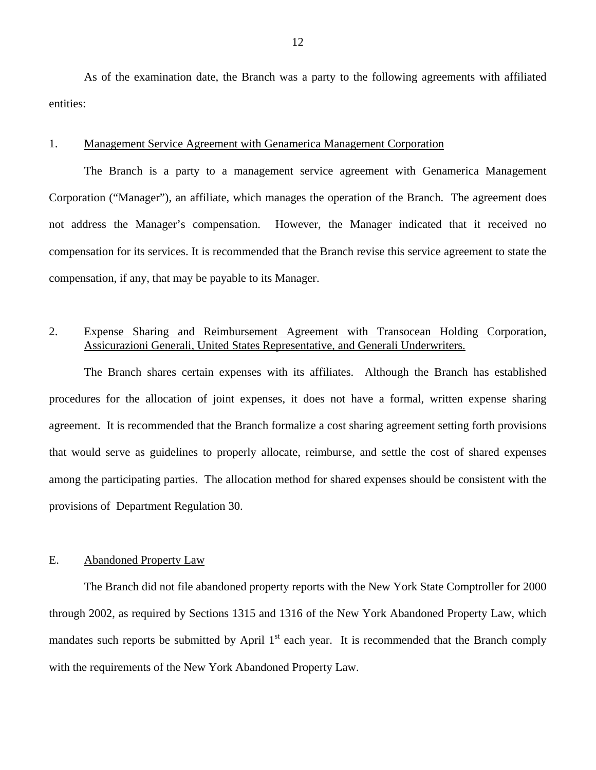As of the examination date, the Branch was a party to the following agreements with affiliated entities:

1. Management Service Agreement with Genamerica Management Corporation

The Branch is a party to a management service agreement with Genamerica Management Corporation ("Manager"), an affiliate, which manages the operation of the Branch. The agreement does not address the Manager's compensation. However, the Manager indicated that it received no compensation for its services. It is recommended that the Branch revise this service agreement to state the compensation, if any, that may be payable to its Manager.

2. Expense Sharing and Reimbursement Agreement with Transocean Holding Corporation, Assicurazioni Generali, United States Representative, and Generali Underwriters.

The Branch shares certain expenses with its affiliates. Although the Branch has established procedures for the allocation of joint expenses, it does not have a formal, written expense sharing agreement. It is recommended that the Branch formalize a cost sharing agreement setting forth provisions that would serve as guidelines to properly allocate, reimburse, and settle the cost of shared expenses among the participating parties. The allocation method for shared expenses should be consistent with the provisions of Department Regulation 30.

## E. Abandoned Property Law

The Branch did not file abandoned property reports with the New York State Comptroller for 2000 through 2002, as required by Sections 1315 and 1316 of the New York Abandoned Property Law, which mandates such reports be submitted by April 1st each year. It is recommended that the Branch comply with the requirements of the New York Abandoned Property Law.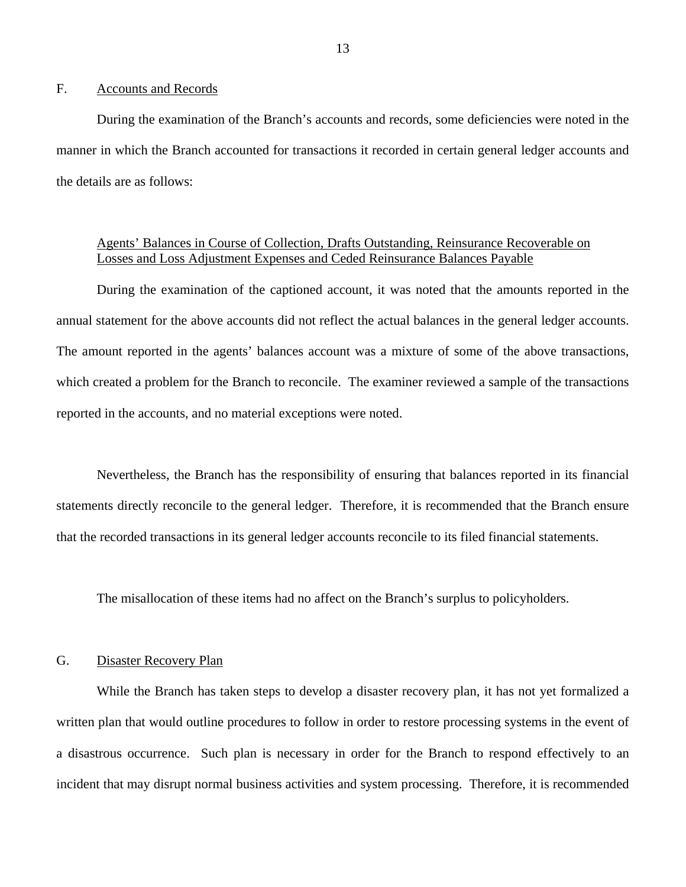## F. Accounts and Records

During the examination of the Branch's accounts and records, some deficiencies were noted in the manner in which the Branch accounted for transactions it recorded in certain general ledger accounts and the details are as follows:

### Agents' Balances in Course of Collection, Drafts Outstanding, Reinsurance Recoverable on Losses and Loss Adjustment Expenses and Ceded Reinsurance Balances Payable

During the examination of the captioned account, it was noted that the amounts reported in the annual statement for the above accounts did not reflect the actual balances in the general ledger accounts. The amount reported in the agents' balances account was a mixture of some of the above transactions, which created a problem for the Branch to reconcile. The examiner reviewed a sample of the transactions reported in the accounts, and no material exceptions were noted.

Nevertheless, the Branch has the responsibility of ensuring that balances reported in its financial statements directly reconcile to the general ledger. Therefore, it is recommended that the Branch ensure that the recorded transactions in its general ledger accounts reconcile to its filed financial statements.

The misallocation of these items had no affect on the Branch's surplus to policyholders.

## G. Disaster Recovery Plan

While the Branch has taken steps to develop a disaster recovery plan, it has not yet formalized a written plan that would outline procedures to follow in order to restore processing systems in the event of a disastrous occurrence. Such plan is necessary in order for the Branch to respond effectively to an incident that may disrupt normal business activities and system processing. Therefore, it is recommended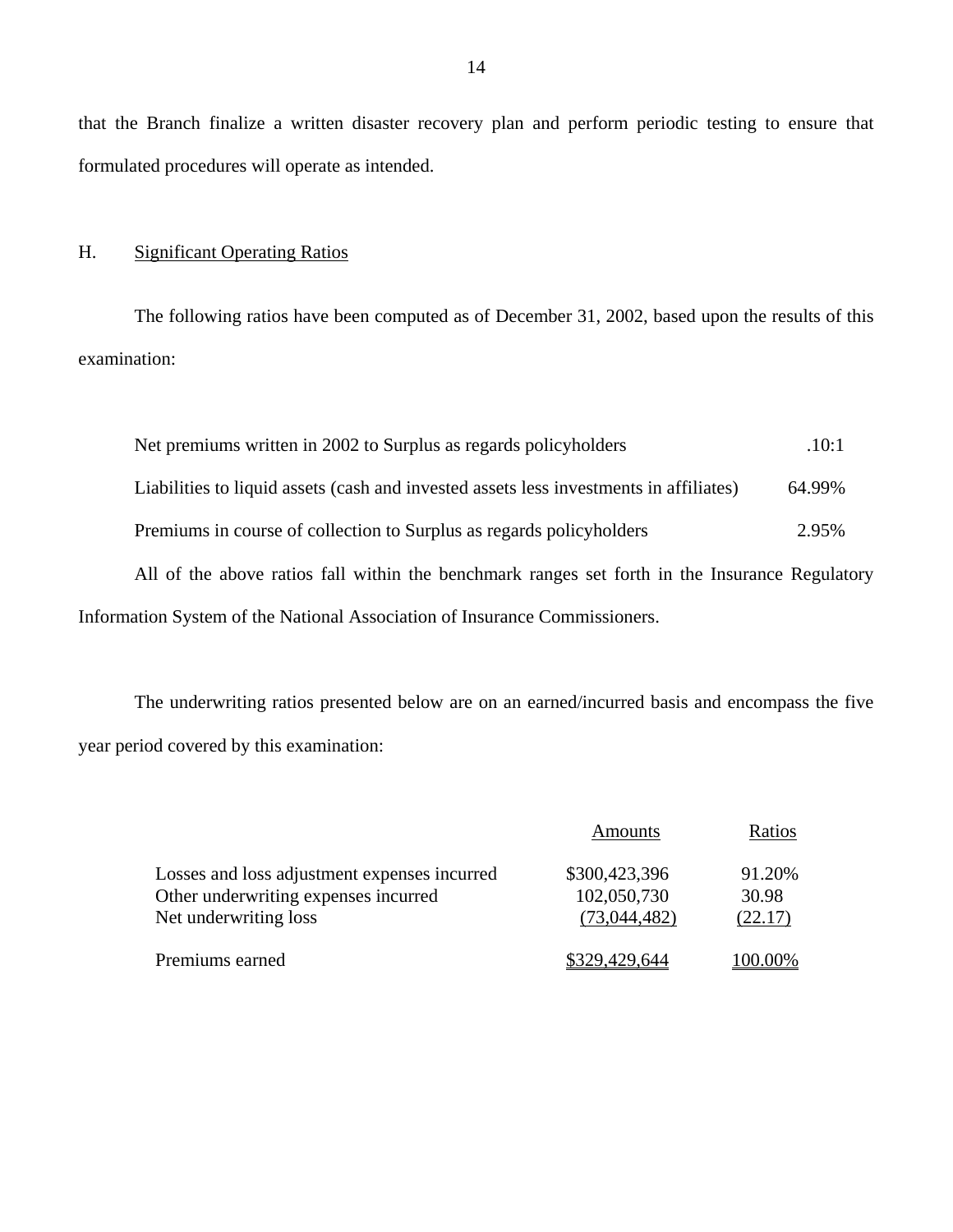that the Branch finalize a written disaster recovery plan and perform periodic testing to ensure that formulated procedures will operate as intended.

## H. Significant Operating Ratios

The following ratios have been computed as of December 31, 2002, based upon the results of this examination:

| | |
|---|---|
| Net premiums written in 2002 to Surplus as regards policyholders | .10:1 |
| Liabilities to liquid assets (cash and invested assets less investments in affiliates) | 64.99% |
| Premiums in course of collection to Surplus as regards policyholders | 2.95% |

All of the above ratios fall within the benchmark ranges set forth in the Insurance Regulatory Information System of the National Association of Insurance Commissioners.

The underwriting ratios presented below are on an earned/incurred basis and encompass the five year period covered by this examination:

| | Amounts | Ratios |
|---|---|---|
| Losses and loss adjustment expenses incurred | $300,423,396 | 91.20% |
| Other underwriting expenses incurred | 102,050,730 | 30.98 |
| Net underwriting loss | (73,044,482) | (22.17) |
| Premiums earned | $329,429,644 | 100.00% |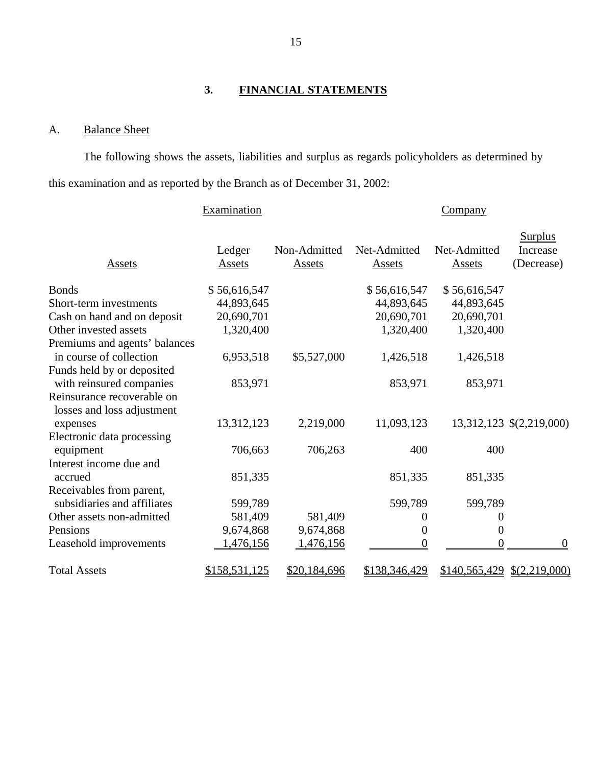## 3. FINANCIAL STATEMENTS

### A. Balance Sheet

The following shows the assets, liabilities and surplus as regards policyholders as determined by this examination and as reported by the Branch as of December 31, 2002:

| | Examination | | | Company | |
|---|---|---|---|---|---|
| Assets | Ledger Assets | Non-Admitted Assets | Net-Admitted Assets | Net-Admitted Assets | Surplus Increase (Decrease) |
| Bonds | $ 56,616,547 | | $ 56,616,547 | $ 56,616,547 | |
| Short-term investments | 44,893,645 | | 44,893,645 | 44,893,645 | |
| Cash on hand and on deposit | 20,690,701 | | 20,690,701 | 20,690,701 | |
| Other invested assets | 1,320,400 | | 1,320,400 | 1,320,400 | |
| Premiums and agents' balances in course of collection | 6,953,518 | $5,527,000 | 1,426,518 | 1,426,518 | |
| Funds held by or deposited with reinsured companies | 853,971 | | 853,971 | 853,971 | |
| Reinsurance recoverable on losses and loss adjustment expenses | 13,312,123 | 2,219,000 | 11,093,123 | 13,312,123 | $(2,219,000) |
| Electronic data processing equipment | 706,663 | 706,263 | 400 | 400 | |
| Interest income due and accrued | 851,335 | | 851,335 | 851,335 | |
| Receivables from parent, subsidiaries and affiliates | 599,789 | | 599,789 | 599,789 | |
| Other assets non-admitted | 581,409 | 581,409 | 0 | 0 | |
| Pensions | 9,674,868 | 9,674,868 | 0 | 0 | |
| Leasehold improvements | 1,476,156 | 1,476,156 | 0 | 0 | 0 |
| Total Assets | $158,531,125 | $20,184,696 | $138,346,429 | $140,565,429 | $(2,219,000) |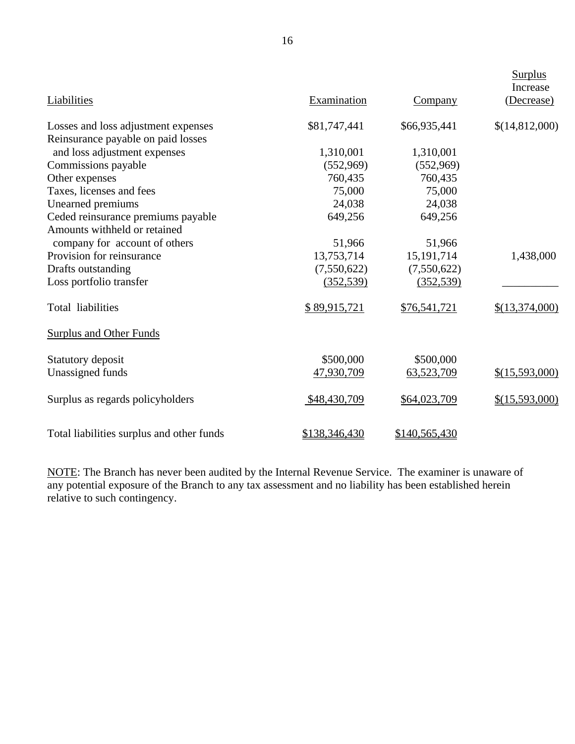| Liabilities | Examination | Company | Surplus Increase (Decrease) |
|---|---|---|---|
| Losses and loss adjustment expenses | $81,747,441 | $66,935,441 | $(14,812,000) |
| Reinsurance payable on paid losses and loss adjustment expenses | 1,310,001 | 1,310,001 | |
| Commissions payable | (552,969) | (552,969) | |
| Other expenses | 760,435 | 760,435 | |
| Taxes, licenses and fees | 75,000 | 75,000 | |
| Unearned premiums | 24,038 | 24,038 | |
| Ceded reinsurance premiums payable | 649,256 | 649,256 | |
| Amounts withheld or retained company for account of others | 51,966 | 51,966 | |
| Provision for reinsurance | 13,753,714 | 15,191,714 | 1,438,000 |
| Drafts outstanding | (7,550,622) | (7,550,622) | |
| Loss portfolio transfer | (352,539) | (352,539) | |
| Total liabilities | $ 89,915,721 | $76,541,721 | $(13,374,000) |
| **Surplus and Other Funds** | | | |
| Statutory deposit | $500,000 | $500,000 | |
| Unassigned funds | 47,930,709 | 63,523,709 | $(15,593,000) |
| Surplus as regards policyholders | $48,430,709 | $64,023,709 | $(15,593,000) |
| Total liabilities surplus and other funds | $138,346,430 | $140,565,430 | |

NOTE: The Branch has never been audited by the Internal Revenue Service. The examiner is unaware of any potential exposure of the Branch to any tax assessment and no liability has been established herein relative to such contingency.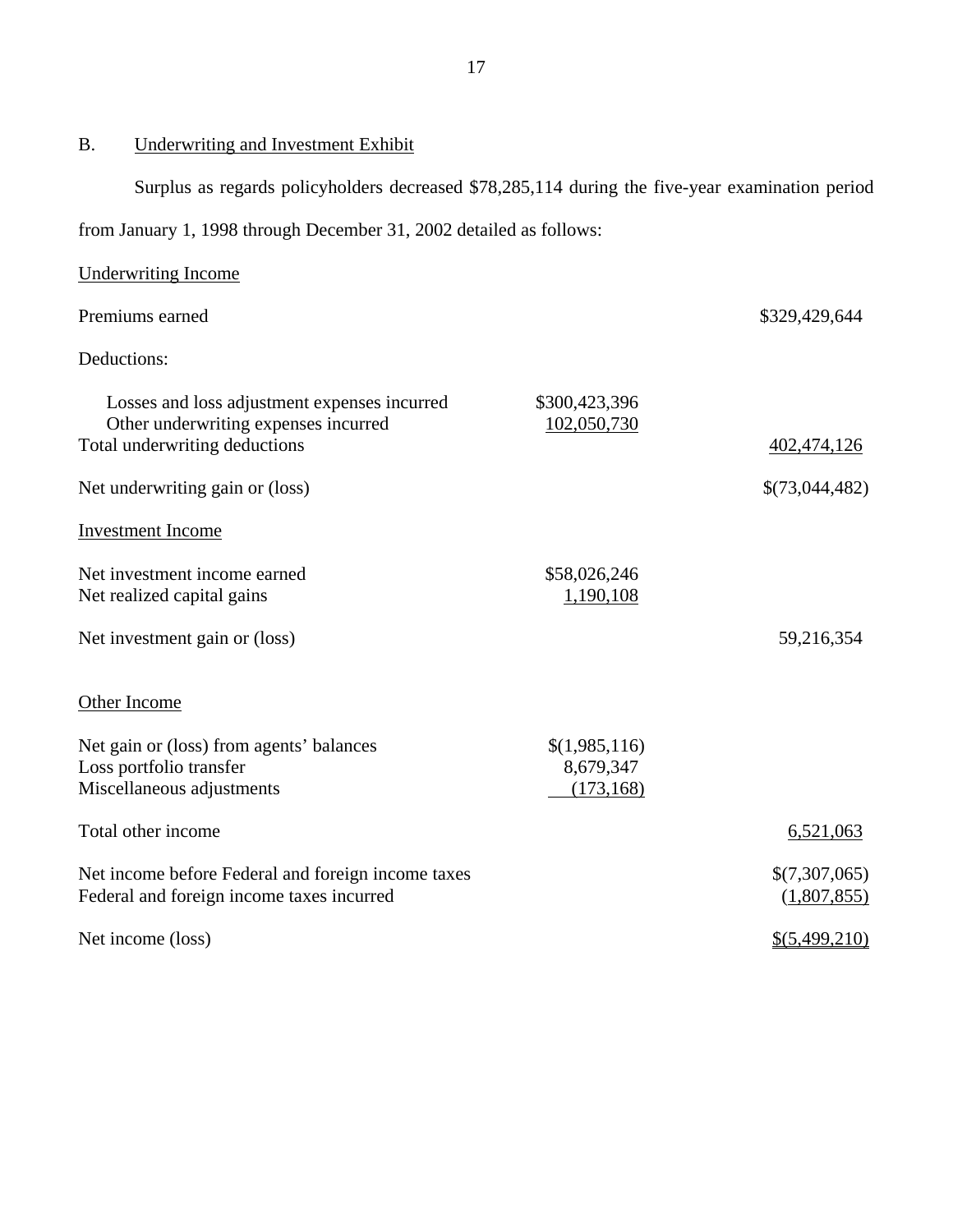## B. Underwriting and Investment Exhibit

Surplus as regards policyholders decreased $78,285,114 during the five-year examination period from January 1, 1998 through December 31, 2002 detailed as follows:

| | | |
|---|---|---|
| Underwriting Income | | |
| Premiums earned | | $329,429,644 |
| Deductions: | | |
| Losses and loss adjustment expenses incurred | $300,423,396 | |
| Other underwriting expenses incurred | 102,050,730 | |
| Total underwriting deductions | | 402,474,126 |
| Net underwriting gain or (loss) | | $(73,044,482) |
| Investment Income | | |
| Net investment income earned | $58,026,246 | |
| Net realized capital gains | 1,190,108 | |
| Net investment gain or (loss) | | 59,216,354 |
| Other Income | | |
| Net gain or (loss) from agents' balances | $(1,985,116) | |
| Loss portfolio transfer | 8,679,347 | |
| Miscellaneous adjustments | (173,168) | |
| Total other income | | 6,521,063 |
| Net income before Federal and foreign income taxes | | $(7,307,065) |
| Federal and foreign income taxes incurred | | (1,807,855) |
| Net income (loss) | | $(5,499,210) |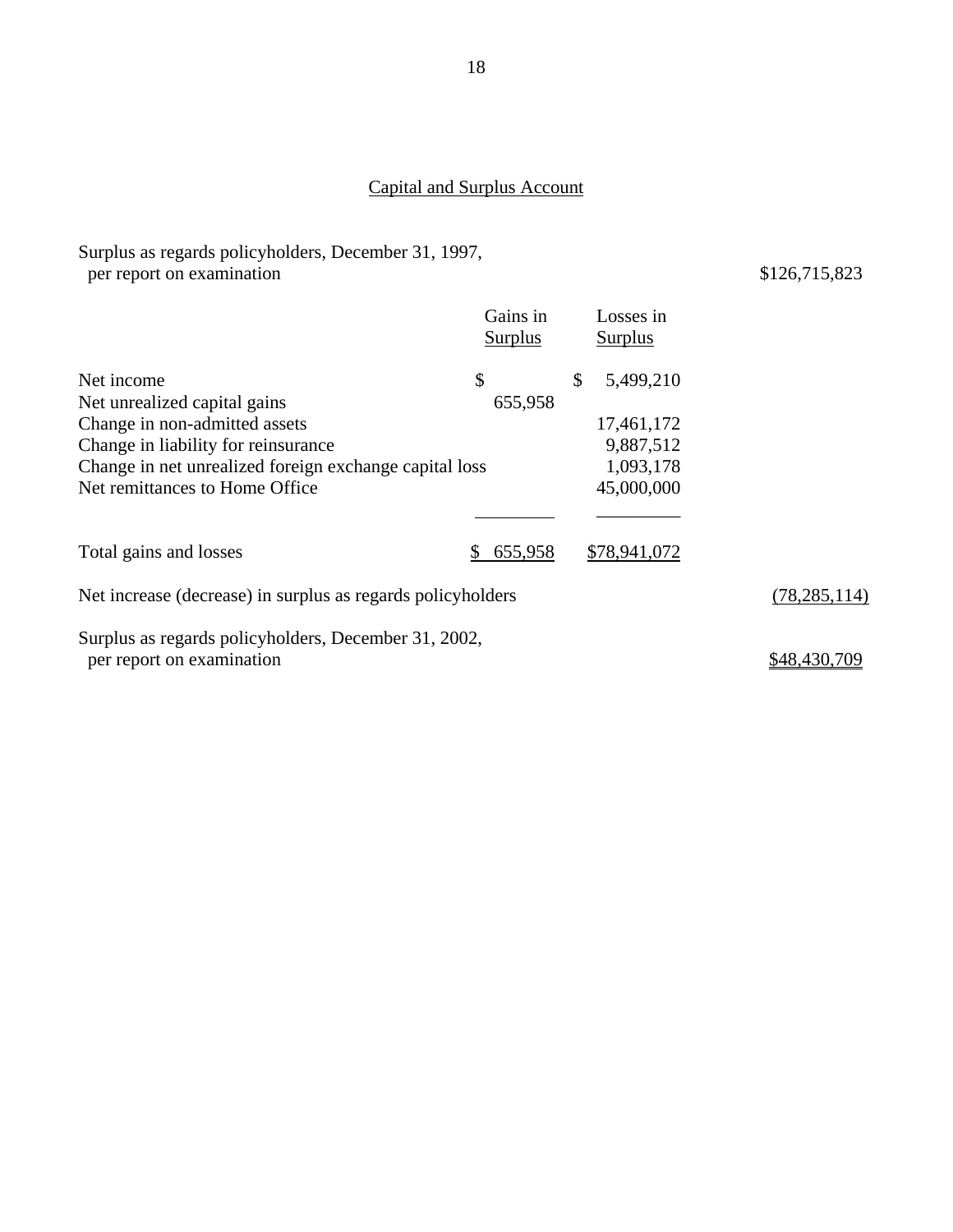## Capital and Surplus Account

| | Gains in Surplus | Losses in Surplus | |
|---|---|---|---|
| Surplus as regards policyholders, December 31, 1997, per report on examination | | | $126,715,823 |
| Net income | $ | $ 5,499,210 | |
| Net unrealized capital gains | 655,958 | | |
| Change in non-admitted assets | | 17,461,172 | |
| Change in liability for reinsurance | | 9,887,512 | |
| Change in net unrealized foreign exchange capital loss | | 1,093,178 | |
| Net remittances to Home Office | | 45,000,000 | |
| Total gains and losses | $ 655,958 | $78,941,072 | |
| Net increase (decrease) in surplus as regards policyholders | | | (78,285,114) |
| Surplus as regards policyholders, December 31, 2002, per report on examination | | | $48,430,709 |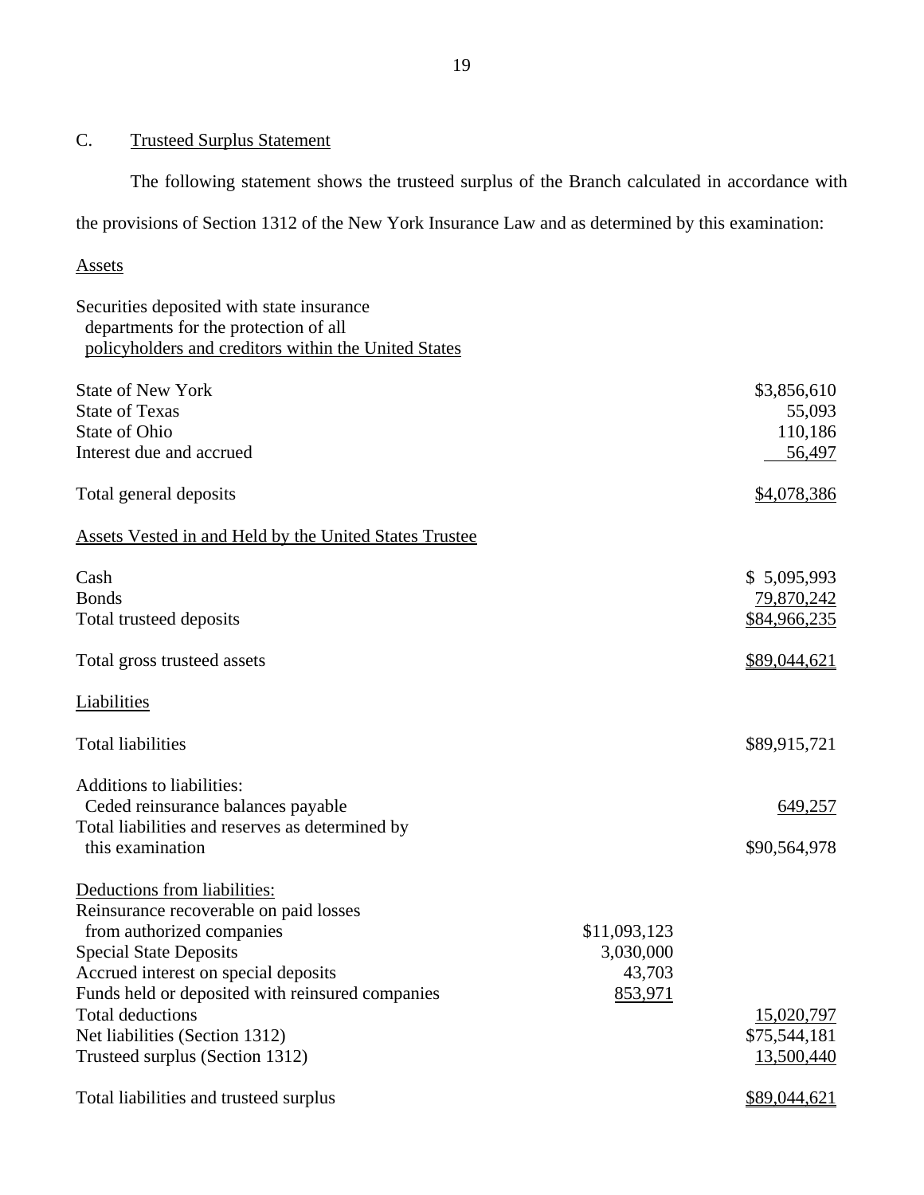## C. Trusteed Surplus Statement

The following statement shows the trusteed surplus of the Branch calculated in accordance with the provisions of Section 1312 of the New York Insurance Law and as determined by this examination:

### Assets

| | | |
|---|---|---|
| Securities deposited with state insurance departments for the protection of all policyholders and creditors within the United States | | |
| State of New York | | $3,856,610 |
| State of Texas | | 55,093 |
| State of Ohio | | 110,186 |
| Interest due and accrued | | 56,497 |
| Total general deposits | | $4,078,386 |
| Assets Vested in and Held by the United States Trustee | | |
| Cash | | $ 5,095,993 |
| Bonds | | 79,870,242 |
| Total trusteed deposits | | $84,966,235 |
| Total gross trusteed assets | | $89,044,621 |

### Liabilities

| | | |
|---|---|---|
| Total liabilities | | $89,915,721 |
| Additions to liabilities: | | |
| Ceded reinsurance balances payable | | 649,257 |
| Total liabilities and reserves as determined by this examination | | $90,564,978 |
| Deductions from liabilities: | | |
| Reinsurance recoverable on paid losses from authorized companies | $11,093,123 | |
| Special State Deposits | 3,030,000 | |
| Accrued interest on special deposits | 43,703 | |
| Funds held or deposited with reinsured companies | 853,971 | |
| Total deductions | | 15,020,797 |
| Net liabilities (Section 1312) | | $75,544,181 |
| Trusteed surplus (Section 1312) | | 13,500,440 |
| Total liabilities and trusteed surplus | | $89,044,621 |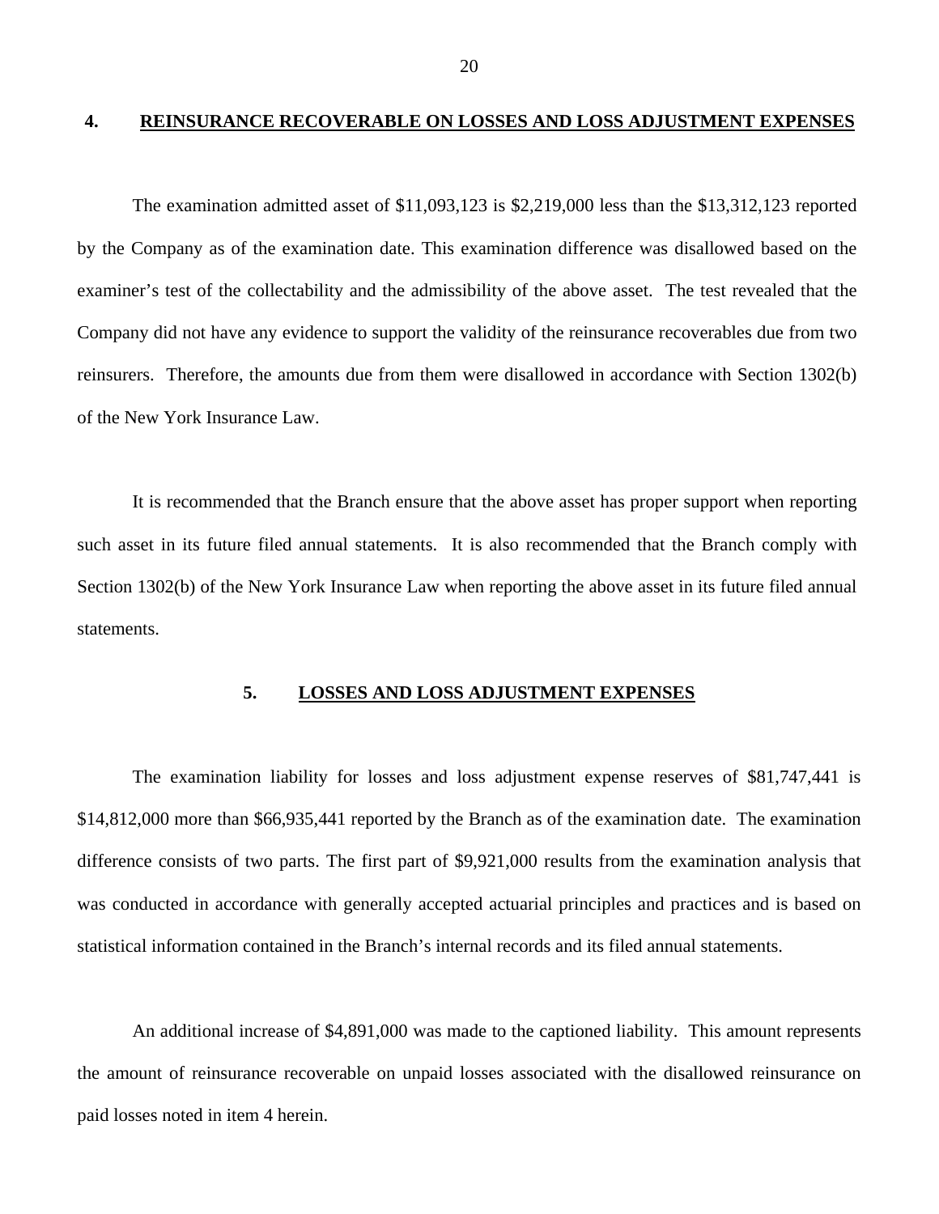## 4. REINSURANCE RECOVERABLE ON LOSSES AND LOSS ADJUSTMENT EXPENSES

The examination admitted asset of $11,093,123 is $2,219,000 less than the $13,312,123 reported by the Company as of the examination date. This examination difference was disallowed based on the examiner's test of the collectability and the admissibility of the above asset. The test revealed that the Company did not have any evidence to support the validity of the reinsurance recoverables due from two reinsurers. Therefore, the amounts due from them were disallowed in accordance with Section 1302(b) of the New York Insurance Law.

It is recommended that the Branch ensure that the above asset has proper support when reporting such asset in its future filed annual statements. It is also recommended that the Branch comply with Section 1302(b) of the New York Insurance Law when reporting the above asset in its future filed annual statements.

## 5. LOSSES AND LOSS ADJUSTMENT EXPENSES

The examination liability for losses and loss adjustment expense reserves of $81,747,441 is $14,812,000 more than $66,935,441 reported by the Branch as of the examination date. The examination difference consists of two parts. The first part of $9,921,000 results from the examination analysis that was conducted in accordance with generally accepted actuarial principles and practices and is based on statistical information contained in the Branch's internal records and its filed annual statements.

An additional increase of $4,891,000 was made to the captioned liability. This amount represents the amount of reinsurance recoverable on unpaid losses associated with the disallowed reinsurance on paid losses noted in item 4 herein.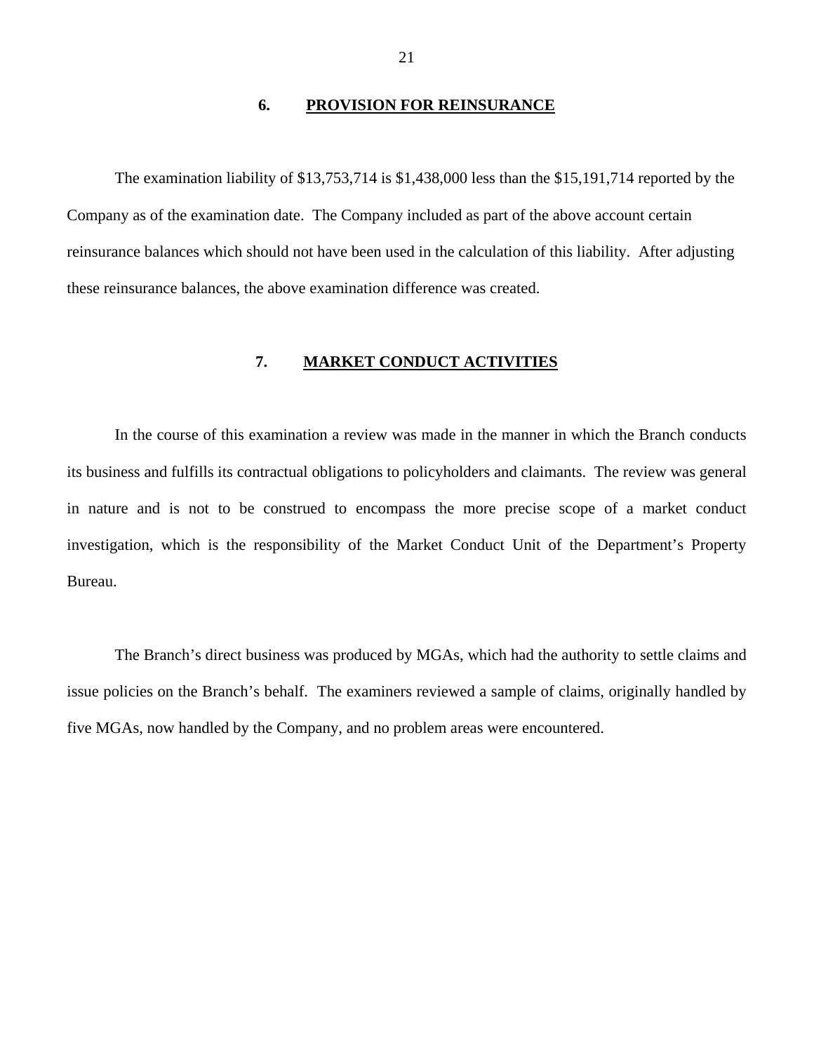## 6. PROVISION FOR REINSURANCE

The examination liability of $13,753,714 is $1,438,000 less than the $15,191,714 reported by the Company as of the examination date. The Company included as part of the above account certain reinsurance balances which should not have been used in the calculation of this liability. After adjusting these reinsurance balances, the above examination difference was created.

## 7. MARKET CONDUCT ACTIVITIES

In the course of this examination a review was made in the manner in which the Branch conducts its business and fulfills its contractual obligations to policyholders and claimants. The review was general in nature and is not to be construed to encompass the more precise scope of a market conduct investigation, which is the responsibility of the Market Conduct Unit of the Department's Property Bureau.

The Branch's direct business was produced by MGAs, which had the authority to settle claims and issue policies on the Branch's behalf. The examiners reviewed a sample of claims, originally handled by five MGAs, now handled by the Company, and no problem areas were encountered.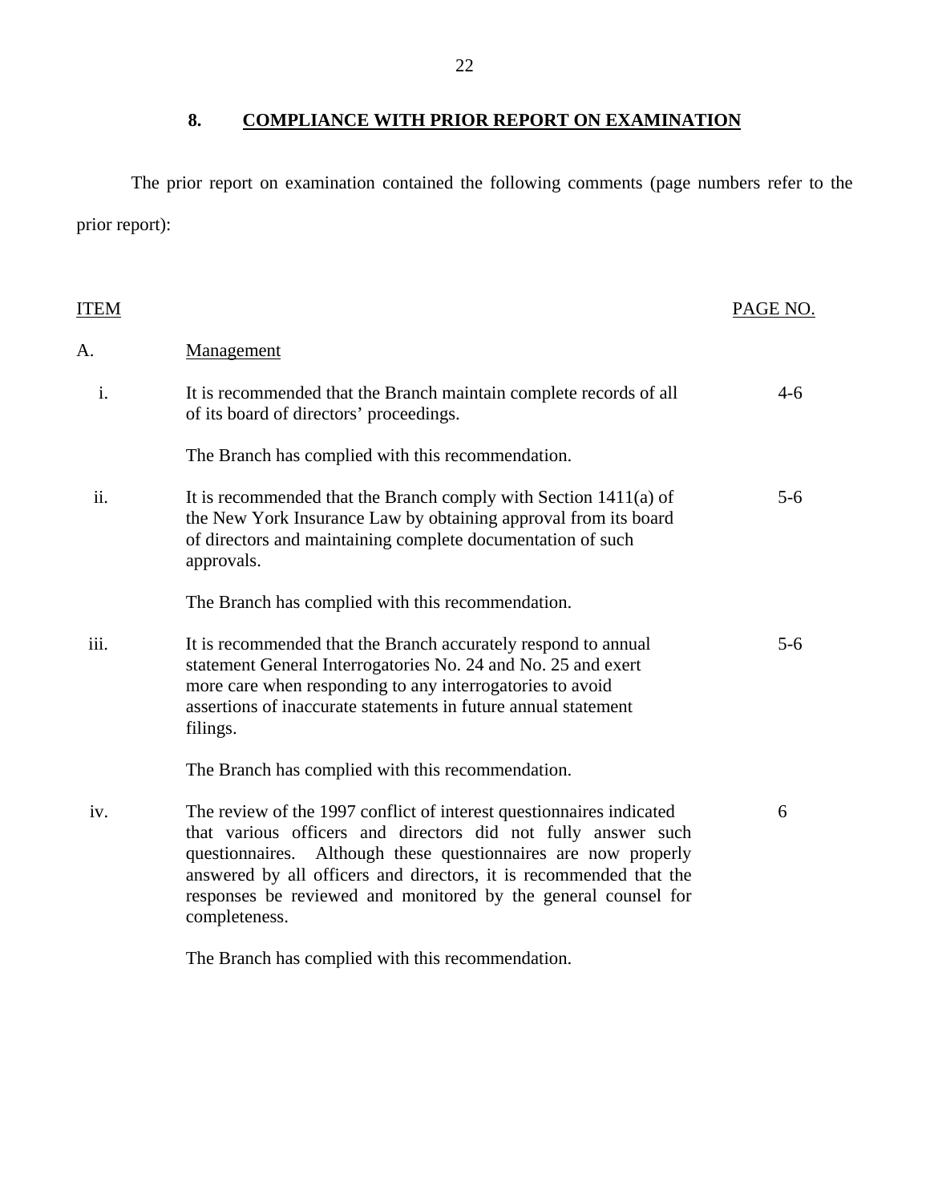## 8. COMPLIANCE WITH PRIOR REPORT ON EXAMINATION

The prior report on examination contained the following comments (page numbers refer to the prior report):

| ITEM | | PAGE NO. |
|---|---|---|
| A. | Management | |
| i. | It is recommended that the Branch maintain complete records of all of its board of directors' proceedings.<br><br>The Branch has complied with this recommendation. | 4-6 |
| ii. | It is recommended that the Branch comply with Section 1411(a) of the New York Insurance Law by obtaining approval from its board of directors and maintaining complete documentation of such approvals.<br><br>The Branch has complied with this recommendation. | 5-6 |
| iii. | It is recommended that the Branch accurately respond to annual statement General Interrogatories No. 24 and No. 25 and exert more care when responding to any interrogatories to avoid assertions of inaccurate statements in future annual statement filings.<br><br>The Branch has complied with this recommendation. | 5-6 |
| iv. | The review of the 1997 conflict of interest questionnaires indicated that various officers and directors did not fully answer such questionnaires. Although these questionnaires are now properly answered by all officers and directors, it is recommended that the responses be reviewed and monitored by the general counsel for completeness.<br><br>The Branch has complied with this recommendation. | 6 |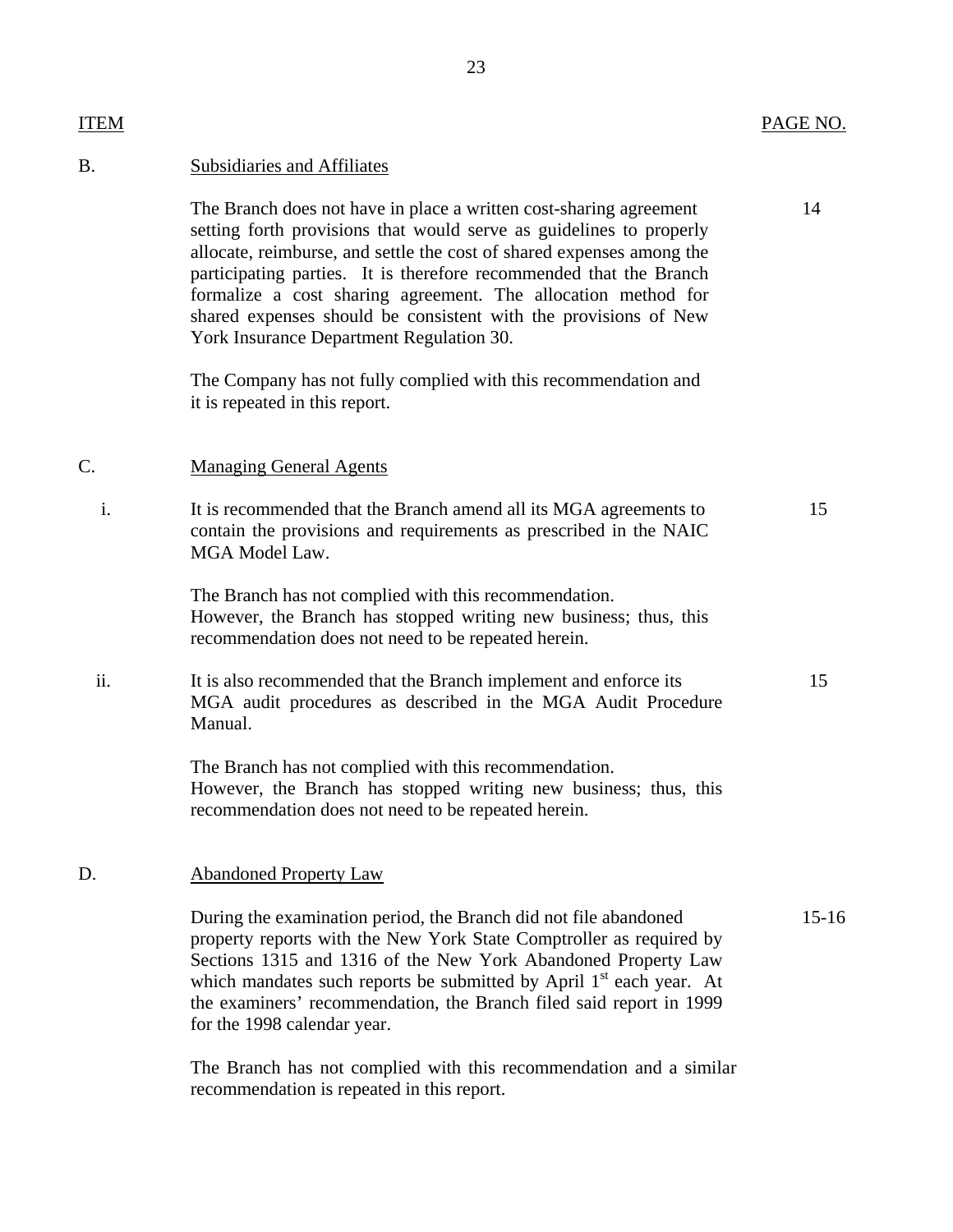| ITEM | | PAGE NO. |
|---|---|---|
| B. | Subsidiaries and Affiliates | |
| | The Branch does not have in place a written cost-sharing agreement setting forth provisions that would serve as guidelines to properly allocate, reimburse, and settle the cost of shared expenses among the participating parties. It is therefore recommended that the Branch formalize a cost sharing agreement. The allocation method for shared expenses should be consistent with the provisions of New York Insurance Department Regulation 30. | 14 |
| | The Company has not fully complied with this recommendation and it is repeated in this report. | |
| C. | Managing General Agents | |
| i. | It is recommended that the Branch amend all its MGA agreements to contain the provisions and requirements as prescribed in the NAIC MGA Model Law. | 15 |
| | The Branch has not complied with this recommendation. However, the Branch has stopped writing new business; thus, this recommendation does not need to be repeated herein. | |
| ii. | It is also recommended that the Branch implement and enforce its MGA audit procedures as described in the MGA Audit Procedure Manual. | 15 |
| | The Branch has not complied with this recommendation. However, the Branch has stopped writing new business; thus, this recommendation does not need to be repeated herein. | |
| D. | Abandoned Property Law | |
| | During the examination period, the Branch did not file abandoned property reports with the New York State Comptroller as required by Sections 1315 and 1316 of the New York Abandoned Property Law which mandates such reports be submitted by April 1st each year. At the examiners' recommendation, the Branch filed said report in 1999 for the 1998 calendar year. | 15-16 |
| | The Branch has not complied with this recommendation and a similar recommendation is repeated in this report. | |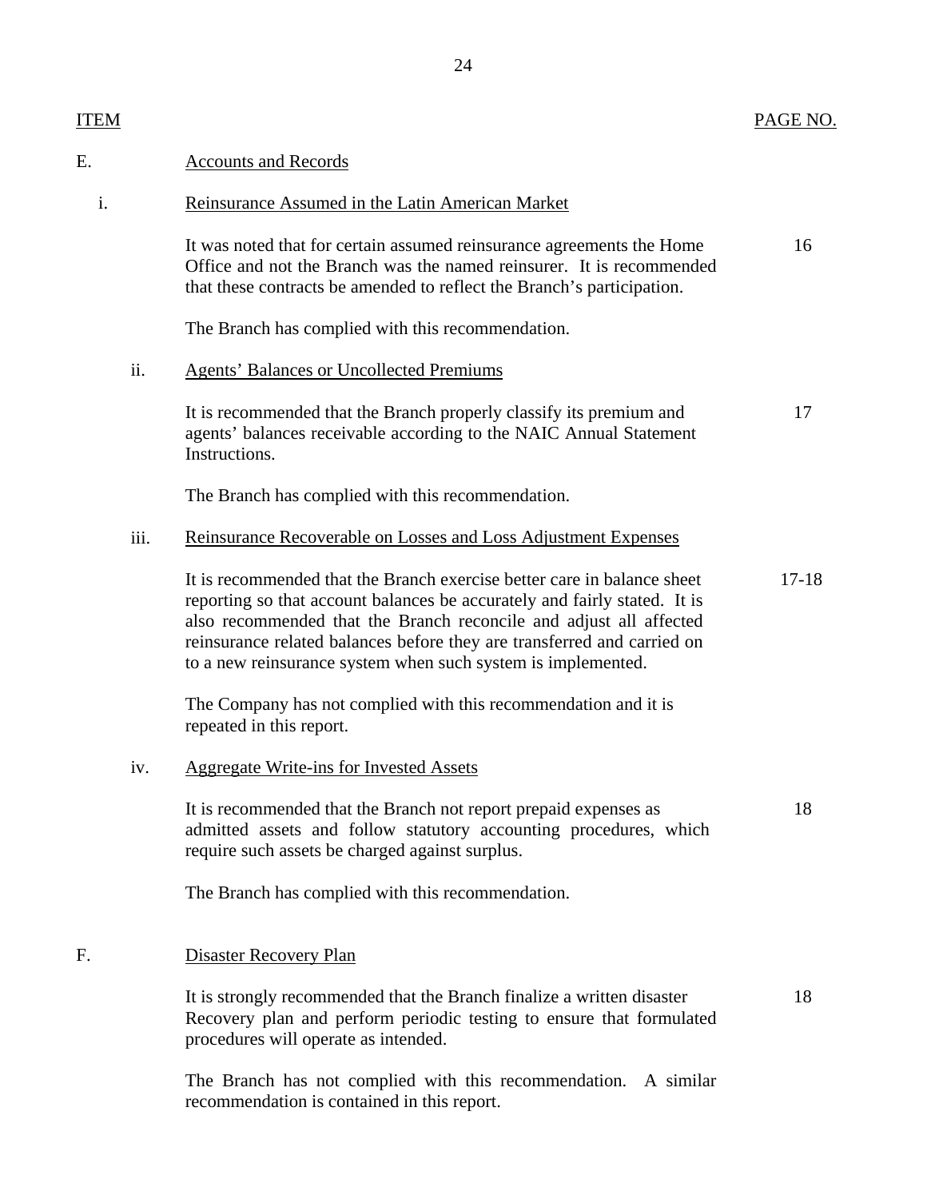| ITEM | | | PAGE NO. |
|---|---|---|---|
| E. | | Accounts and Records | |
| | i. | Reinsurance Assumed in the Latin American Market | |
| | | It was noted that for certain assumed reinsurance agreements the Home Office and not the Branch was the named reinsurer. It is recommended that these contracts be amended to reflect the Branch's participation. | 16 |
| | | The Branch has complied with this recommendation. | |
| | ii. | Agents' Balances or Uncollected Premiums | |
| | | It is recommended that the Branch properly classify its premium and agents' balances receivable according to the NAIC Annual Statement Instructions. | 17 |
| | | The Branch has complied with this recommendation. | |
| | iii. | Reinsurance Recoverable on Losses and Loss Adjustment Expenses | |
| | | It is recommended that the Branch exercise better care in balance sheet reporting so that account balances be accurately and fairly stated. It is also recommended that the Branch reconcile and adjust all affected reinsurance related balances before they are transferred and carried on to a new reinsurance system when such system is implemented. | 17-18 |
| | | The Company has not complied with this recommendation and it is repeated in this report. | |
| | iv. | Aggregate Write-ins for Invested Assets | |
| | | It is recommended that the Branch not report prepaid expenses as admitted assets and follow statutory accounting procedures, which require such assets be charged against surplus. | 18 |
| | | The Branch has complied with this recommendation. | |
| F. | | Disaster Recovery Plan | |
| | | It is strongly recommended that the Branch finalize a written disaster Recovery plan and perform periodic testing to ensure that formulated procedures will operate as intended. | 18 |
| | | The Branch has not complied with this recommendation. A similar recommendation is contained in this report. | |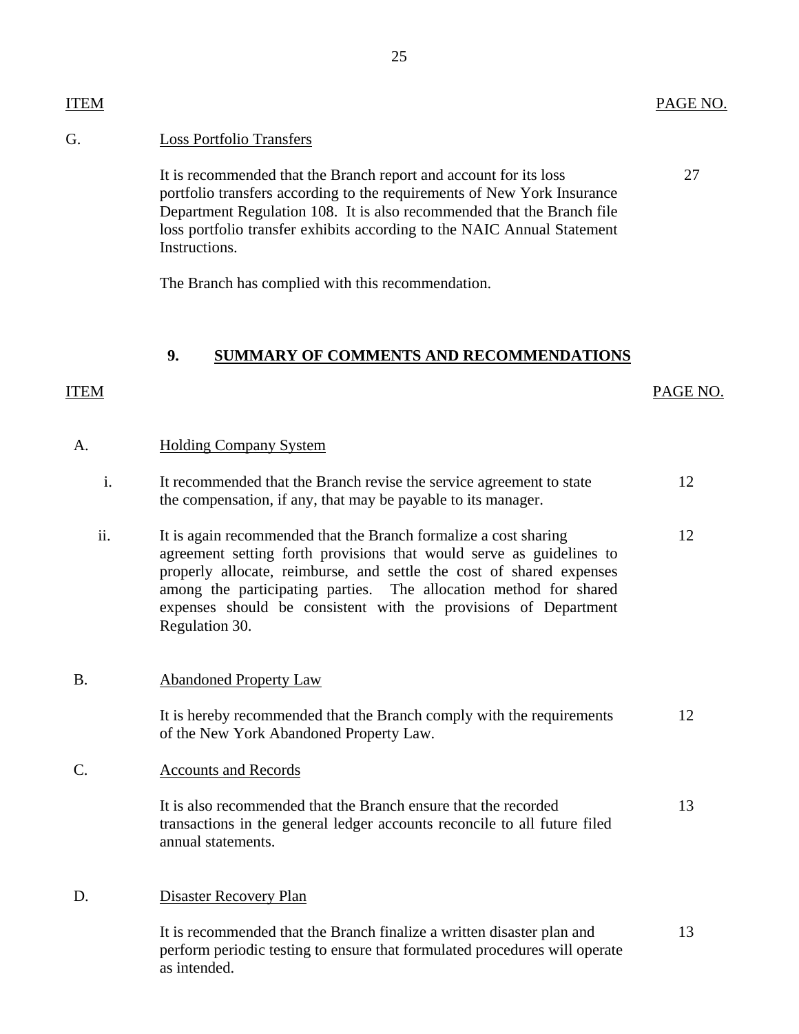| ITEM | | PAGE NO. |
|---|---|---|
| G. | Loss Portfolio Transfers | |
| | It is recommended that the Branch report and account for its loss portfolio transfers according to the requirements of New York Insurance Department Regulation 108. It is also recommended that the Branch file loss portfolio transfer exhibits according to the NAIC Annual Statement Instructions. | 27 |
| | The Branch has complied with this recommendation. | |

## 9. SUMMARY OF COMMENTS AND RECOMMENDATIONS

| ITEM | | PAGE NO. |
|---|---|---|
| A. | Holding Company System | |
| i. | It recommended that the Branch revise the service agreement to state the compensation, if any, that may be payable to its manager. | 12 |
| ii. | It is again recommended that the Branch formalize a cost sharing agreement setting forth provisions that would serve as guidelines to properly allocate, reimburse, and settle the cost of shared expenses among the participating parties. The allocation method for shared expenses should be consistent with the provisions of Department Regulation 30. | 12 |
| B. | Abandoned Property Law | |
| | It is hereby recommended that the Branch comply with the requirements of the New York Abandoned Property Law. | 12 |
| C. | Accounts and Records | |
| | It is also recommended that the Branch ensure that the recorded transactions in the general ledger accounts reconcile to all future filed annual statements. | 13 |
| D. | Disaster Recovery Plan | |
| | It is recommended that the Branch finalize a written disaster plan and perform periodic testing to ensure that formulated procedures will operate as intended. | 13 |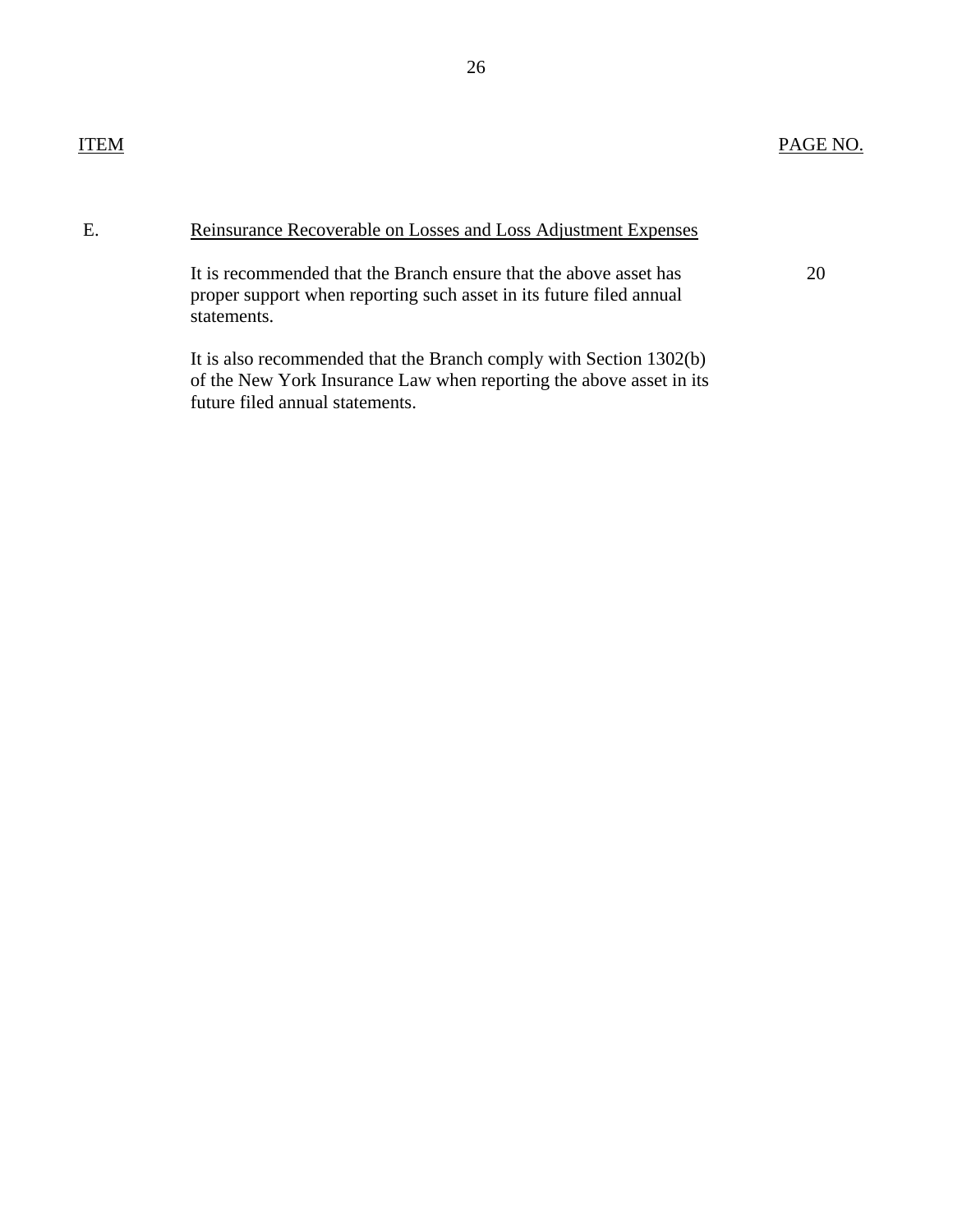| ITEM | | PAGE NO. |
|---|---|---|
| E. | Reinsurance Recoverable on Losses and Loss Adjustment Expenses | |
| | It is recommended that the Branch ensure that the above asset has proper support when reporting such asset in its future filed annual statements. | 20 |
| | It is also recommended that the Branch comply with Section 1302(b) of the New York Insurance Law when reporting the above asset in its future filed annual statements. | |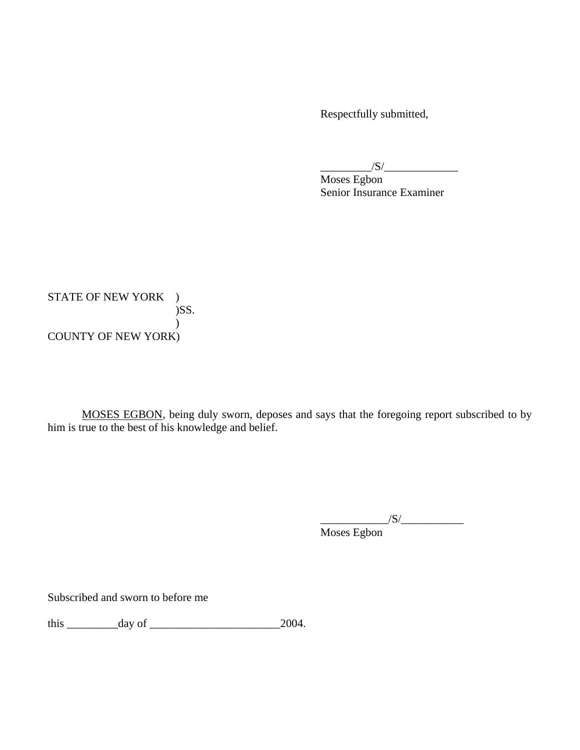Respectfully submitted,

_________/S/_____________
Moses Egbon
Senior Insurance Examiner

STATE OF NEW YORK )
)SS.
)
COUNTY OF NEW YORK)

MOSES EGBON, being duly sworn, deposes and says that the foregoing report subscribed to by him is true to the best of his knowledge and belief.

____________/S/___________
Moses Egbon

Subscribed and sworn to before me

this _________day of _______________________2004.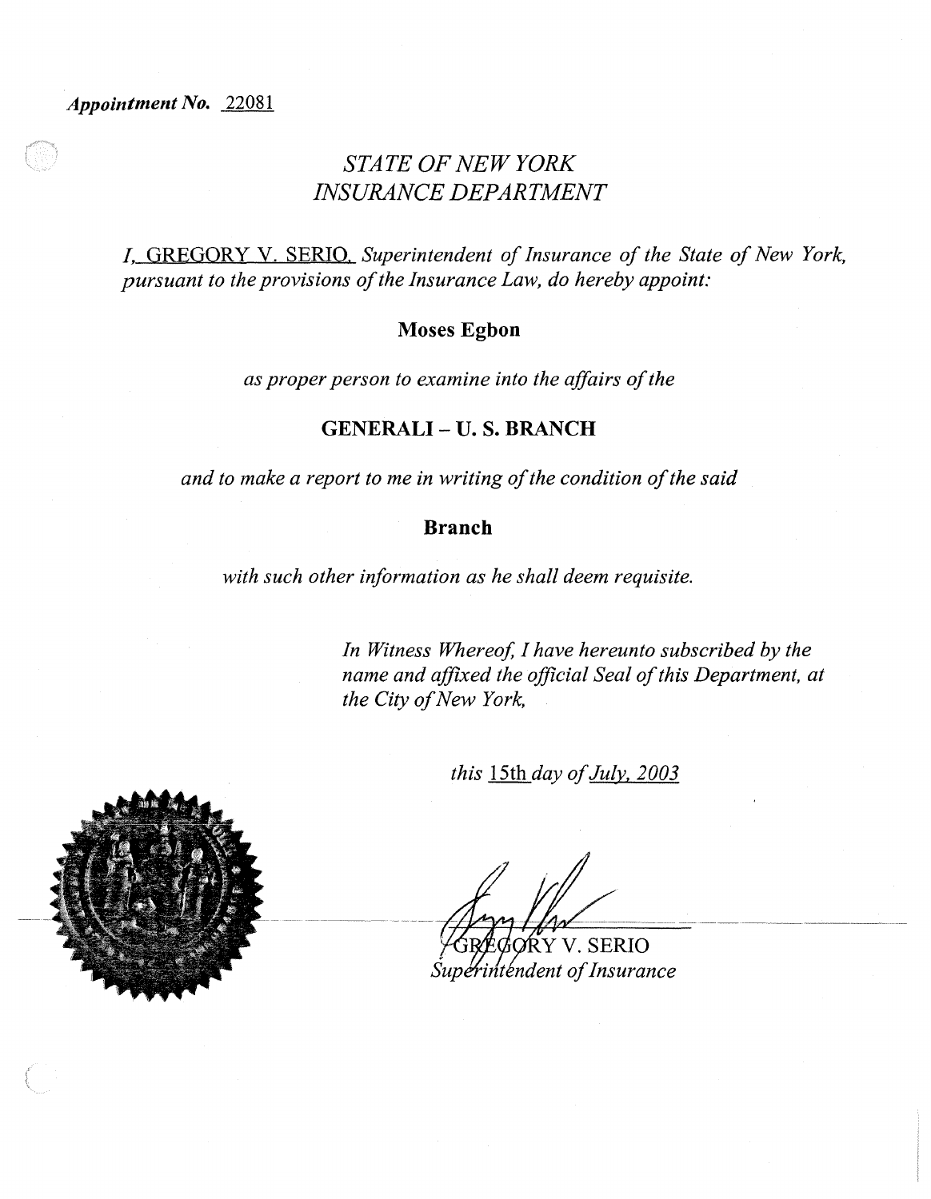*Appointment No.* 22081

# *STATE OF NEW YORK*
# *INSURANCE DEPARTMENT*

*I,* GREGORY V. SERIO, *Superintendent of Insurance of the State of New York, pursuant to the provisions of the Insurance Law, do hereby appoint:*

**Moses Egbon**

*as proper person to examine into the affairs of the*

**GENERALI – U. S. BRANCH**

*and to make a report to me in writing of the condition of the said*

**Branch**

*with such other information as he shall deem requisite.*

*In Witness Whereof, I have hereunto subscribed by the name and affixed the official Seal of this Department, at the City of New York,*

*this* 15th *day of* *July, 2003*

GREGORY V. SERIO
*Superintendent of Insurance*